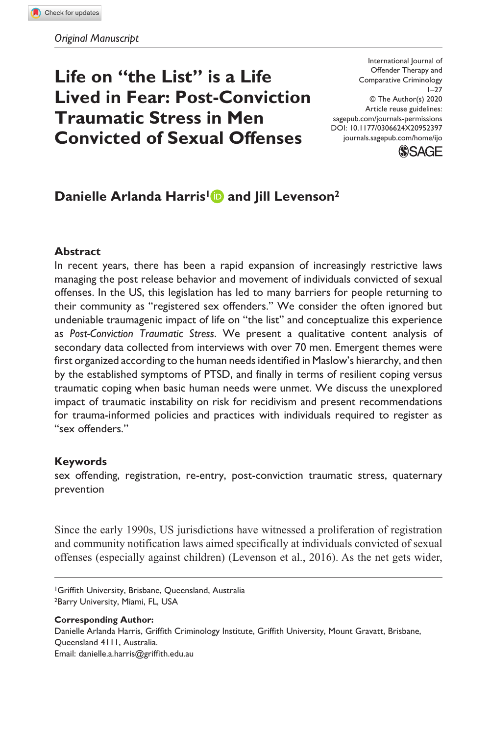*Original Manuscript*

# Life on "the List" is a Life Lived in Fear: Post-Conviction Traumatic Stress in Men Convicted of Sexual Offenses

International Journal of Offender Therapy and Comparative Criminology
1–27
© The Author(s) 2020
Article reuse guidelines: sagepub.com/journals-permissions
DOI: 10.1177/0306624X20952397
journals.sagepub.com/home/ijo

**Danielle Arlanda Harris[1] and Jill Levenson[2]**

## Abstract

In recent years, there has been a rapid expansion of increasingly restrictive laws managing the post release behavior and movement of individuals convicted of sexual offenses. In the US, this legislation has led to many barriers for people returning to their community as "registered sex offenders." We consider the often ignored but undeniable traumagenic impact of life on "the list" and conceptualize this experience as *Post-Conviction Traumatic Stress*. We present a qualitative content analysis of secondary data collected from interviews with over 70 men. Emergent themes were first organized according to the human needs identified in Maslow's hierarchy, and then by the established symptoms of PTSD, and finally in terms of resilient coping versus traumatic coping when basic human needs were unmet. We discuss the unexplored impact of traumatic instability on risk for recidivism and present recommendations for trauma-informed policies and practices with individuals required to register as "sex offenders."

## Keywords

sex offending, registration, re-entry, post-conviction traumatic stress, quaternary prevention

Since the early 1990s, US jurisdictions have witnessed a proliferation of registration and community notification laws aimed specifically at individuals convicted of sexual offenses (especially against children) (Levenson et al., 2016). As the net gets wider,

[1]Griffith University, Brisbane, Queensland, Australia
[2]Barry University, Miami, FL, USA

**Corresponding Author:**
Danielle Arlanda Harris, Griffith Criminology Institute, Griffith University, Mount Gravatt, Brisbane, Queensland 4111, Australia.
Email: danielle.a.harris@griffith.edu.au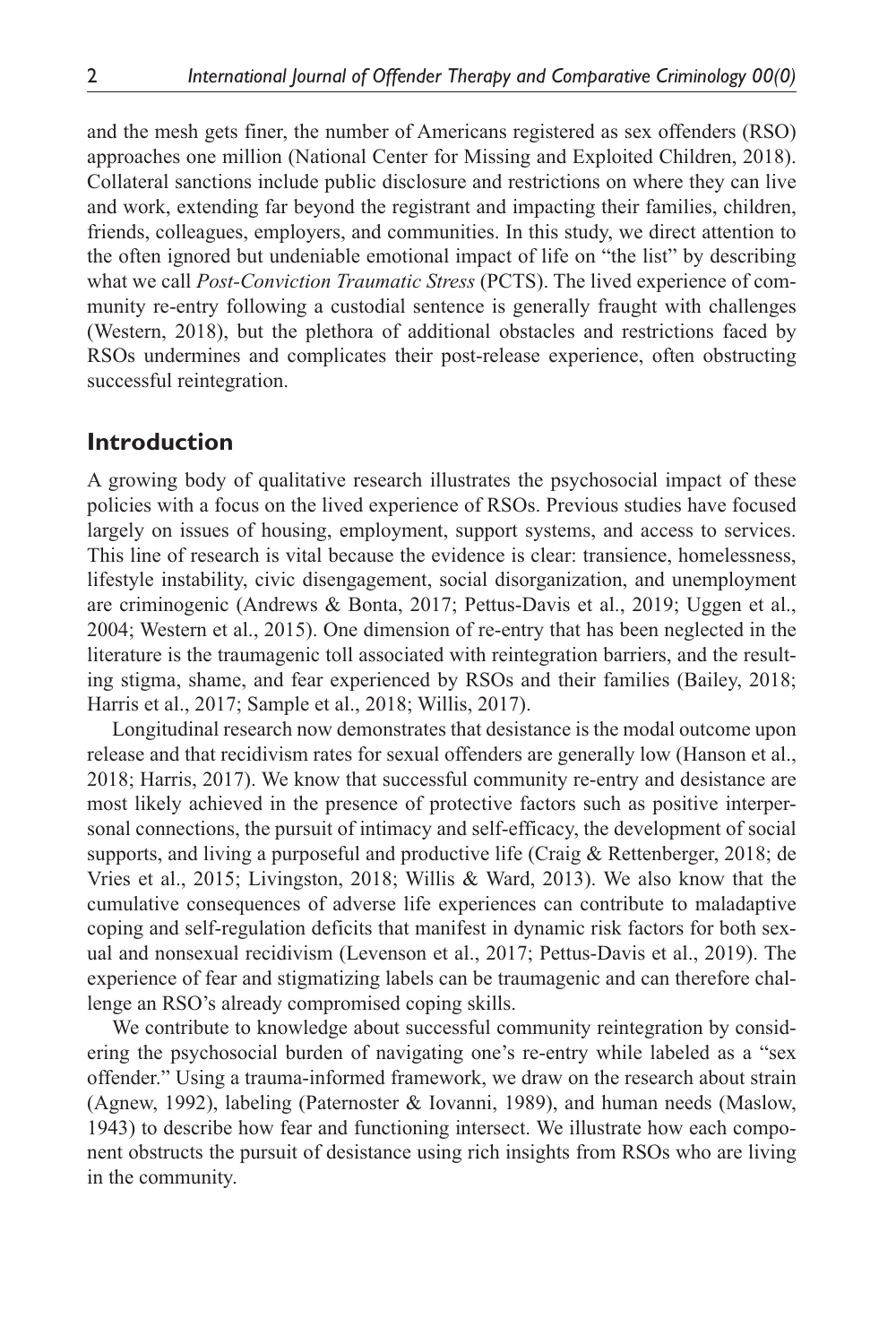and the mesh gets finer, the number of Americans registered as sex offenders (RSO) approaches one million (National Center for Missing and Exploited Children, 2018). Collateral sanctions include public disclosure and restrictions on where they can live and work, extending far beyond the registrant and impacting their families, children, friends, colleagues, employers, and communities. In this study, we direct attention to the often ignored but undeniable emotional impact of life on "the list" by describing what we call *Post-Conviction Traumatic Stress* (PCTS). The lived experience of community re-entry following a custodial sentence is generally fraught with challenges (Western, 2018), but the plethora of additional obstacles and restrictions faced by RSOs undermines and complicates their post-release experience, often obstructing successful reintegration.

## Introduction

A growing body of qualitative research illustrates the psychosocial impact of these policies with a focus on the lived experience of RSOs. Previous studies have focused largely on issues of housing, employment, support systems, and access to services. This line of research is vital because the evidence is clear: transience, homelessness, lifestyle instability, civic disengagement, social disorganization, and unemployment are criminogenic (Andrews & Bonta, 2017; Pettus-Davis et al., 2019; Uggen et al., 2004; Western et al., 2015). One dimension of re-entry that has been neglected in the literature is the traumagenic toll associated with reintegration barriers, and the resulting stigma, shame, and fear experienced by RSOs and their families (Bailey, 2018; Harris et al., 2017; Sample et al., 2018; Willis, 2017).

Longitudinal research now demonstrates that desistance is the modal outcome upon release and that recidivism rates for sexual offenders are generally low (Hanson et al., 2018; Harris, 2017). We know that successful community re-entry and desistance are most likely achieved in the presence of protective factors such as positive interpersonal connections, the pursuit of intimacy and self-efficacy, the development of social supports, and living a purposeful and productive life (Craig & Rettenberger, 2018; de Vries et al., 2015; Livingston, 2018; Willis & Ward, 2013). We also know that the cumulative consequences of adverse life experiences can contribute to maladaptive coping and self-regulation deficits that manifest in dynamic risk factors for both sexual and nonsexual recidivism (Levenson et al., 2017; Pettus-Davis et al., 2019). The experience of fear and stigmatizing labels can be traumagenic and can therefore challenge an RSO's already compromised coping skills.

We contribute to knowledge about successful community reintegration by considering the psychosocial burden of navigating one's re-entry while labeled as a "sex offender." Using a trauma-informed framework, we draw on the research about strain (Agnew, 1992), labeling (Paternoster & Iovanni, 1989), and human needs (Maslow, 1943) to describe how fear and functioning intersect. We illustrate how each component obstructs the pursuit of desistance using rich insights from RSOs who are living in the community.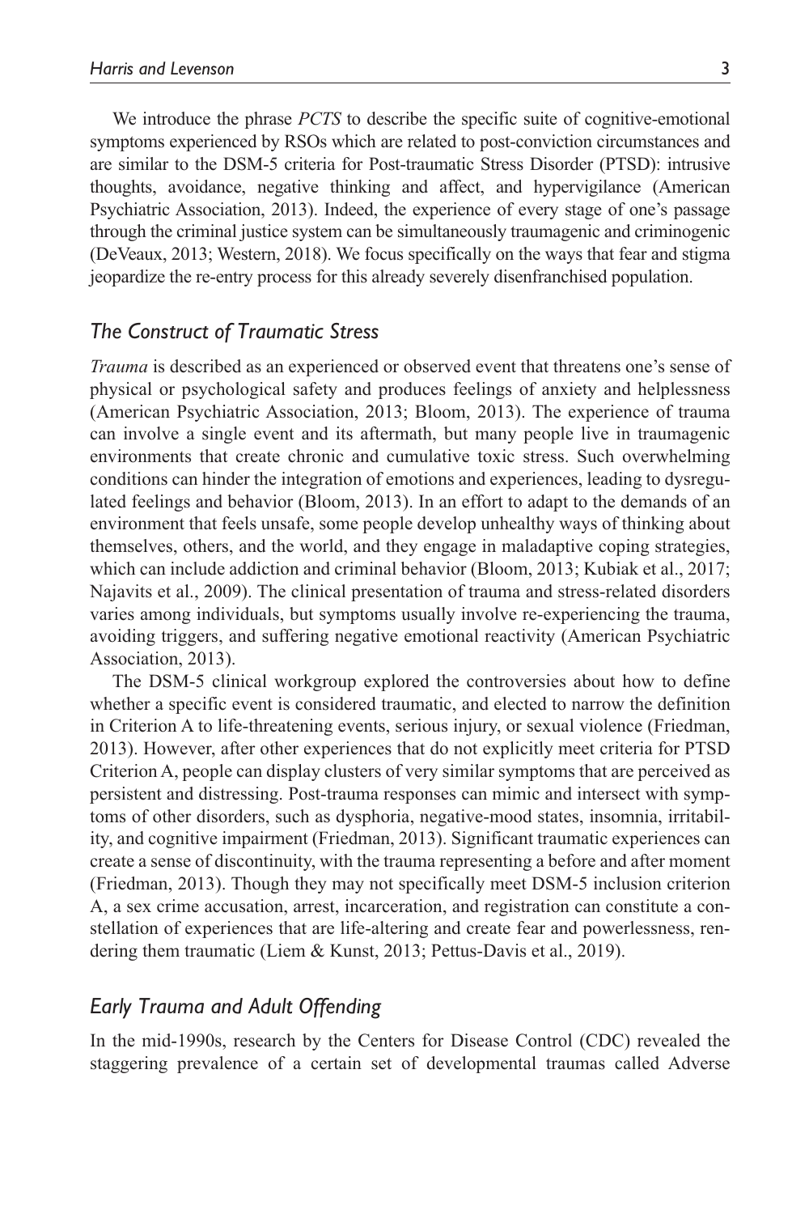We introduce the phrase *PCTS* to describe the specific suite of cognitive-emotional symptoms experienced by RSOs which are related to post-conviction circumstances and are similar to the DSM-5 criteria for Post-traumatic Stress Disorder (PTSD): intrusive thoughts, avoidance, negative thinking and affect, and hypervigilance (American Psychiatric Association, 2013). Indeed, the experience of every stage of one's passage through the criminal justice system can be simultaneously traumagenic and criminogenic (DeVeaux, 2013; Western, 2018). We focus specifically on the ways that fear and stigma jeopardize the re-entry process for this already severely disenfranchised population.

## *The Construct of Traumatic Stress*

*Trauma* is described as an experienced or observed event that threatens one's sense of physical or psychological safety and produces feelings of anxiety and helplessness (American Psychiatric Association, 2013; Bloom, 2013). The experience of trauma can involve a single event and its aftermath, but many people live in traumagenic environments that create chronic and cumulative toxic stress. Such overwhelming conditions can hinder the integration of emotions and experiences, leading to dysregulated feelings and behavior (Bloom, 2013). In an effort to adapt to the demands of an environment that feels unsafe, some people develop unhealthy ways of thinking about themselves, others, and the world, and they engage in maladaptive coping strategies, which can include addiction and criminal behavior (Bloom, 2013; Kubiak et al., 2017; Najavits et al., 2009). The clinical presentation of trauma and stress-related disorders varies among individuals, but symptoms usually involve re-experiencing the trauma, avoiding triggers, and suffering negative emotional reactivity (American Psychiatric Association, 2013).

The DSM-5 clinical workgroup explored the controversies about how to define whether a specific event is considered traumatic, and elected to narrow the definition in Criterion A to life-threatening events, serious injury, or sexual violence (Friedman, 2013). However, after other experiences that do not explicitly meet criteria for PTSD Criterion A, people can display clusters of very similar symptoms that are perceived as persistent and distressing. Post-trauma responses can mimic and intersect with symptoms of other disorders, such as dysphoria, negative-mood states, insomnia, irritability, and cognitive impairment (Friedman, 2013). Significant traumatic experiences can create a sense of discontinuity, with the trauma representing a before and after moment (Friedman, 2013). Though they may not specifically meet DSM-5 inclusion criterion A, a sex crime accusation, arrest, incarceration, and registration can constitute a constellation of experiences that are life-altering and create fear and powerlessness, rendering them traumatic (Liem & Kunst, 2013; Pettus-Davis et al., 2019).

## *Early Trauma and Adult Offending*

In the mid-1990s, research by the Centers for Disease Control (CDC) revealed the staggering prevalence of a certain set of developmental traumas called Adverse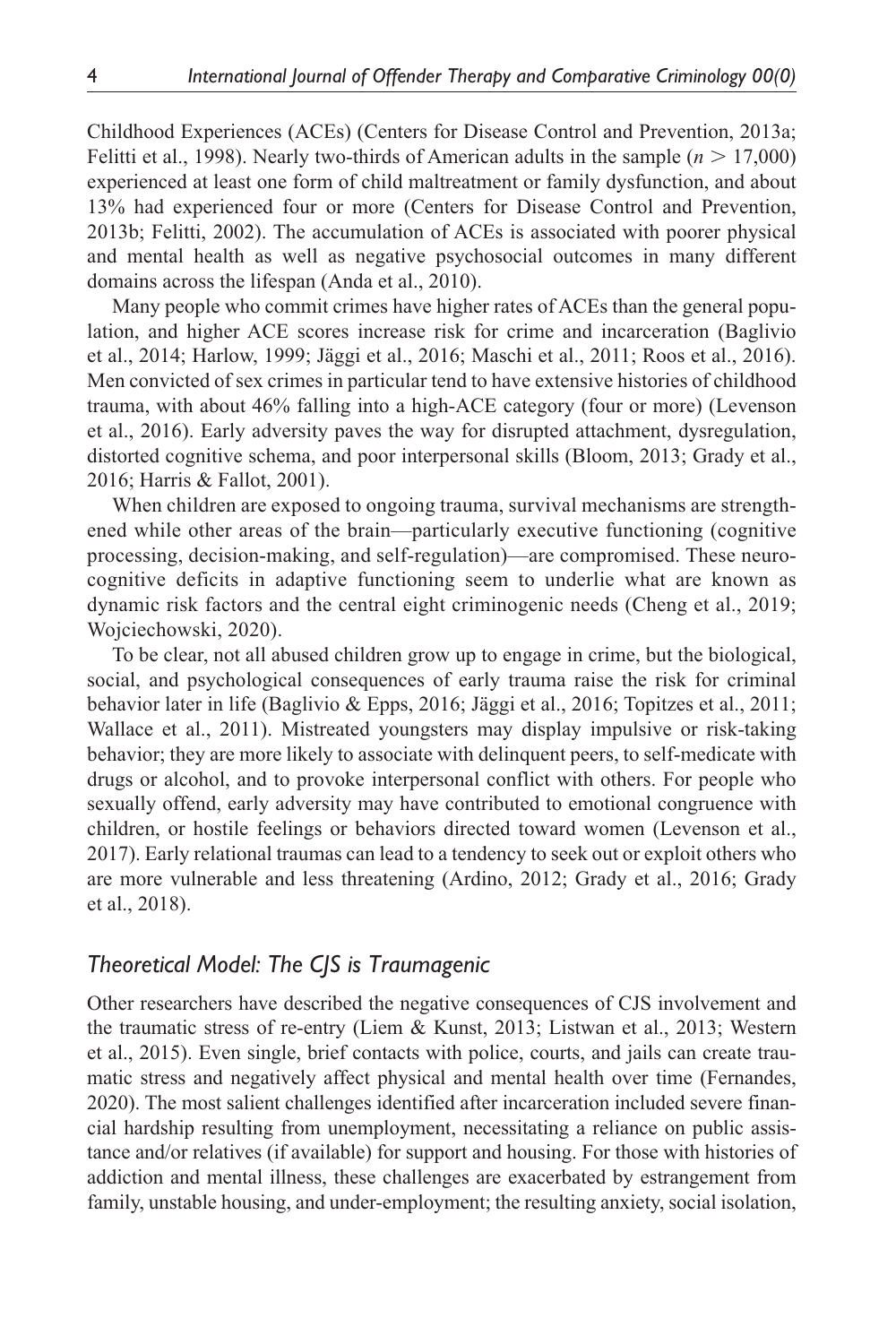Childhood Experiences (ACEs) (Centers for Disease Control and Prevention, 2013a; Felitti et al., 1998). Nearly two-thirds of American adults in the sample ($n > 17,000$) experienced at least one form of child maltreatment or family dysfunction, and about 13% had experienced four or more (Centers for Disease Control and Prevention, 2013b; Felitti, 2002). The accumulation of ACEs is associated with poorer physical and mental health as well as negative psychosocial outcomes in many different domains across the lifespan (Anda et al., 2010).

Many people who commit crimes have higher rates of ACEs than the general population, and higher ACE scores increase risk for crime and incarceration (Baglivio et al., 2014; Harlow, 1999; Jäggi et al., 2016; Maschi et al., 2011; Roos et al., 2016). Men convicted of sex crimes in particular tend to have extensive histories of childhood trauma, with about 46% falling into a high-ACE category (four or more) (Levenson et al., 2016). Early adversity paves the way for disrupted attachment, dysregulation, distorted cognitive schema, and poor interpersonal skills (Bloom, 2013; Grady et al., 2016; Harris & Fallot, 2001).

When children are exposed to ongoing trauma, survival mechanisms are strengthened while other areas of the brain—particularly executive functioning (cognitive processing, decision-making, and self-regulation)—are compromised. These neurocognitive deficits in adaptive functioning seem to underlie what are known as dynamic risk factors and the central eight criminogenic needs (Cheng et al., 2019; Wojciechowski, 2020).

To be clear, not all abused children grow up to engage in crime, but the biological, social, and psychological consequences of early trauma raise the risk for criminal behavior later in life (Baglivio & Epps, 2016; Jäggi et al., 2016; Topitzes et al., 2011; Wallace et al., 2011). Mistreated youngsters may display impulsive or risk-taking behavior; they are more likely to associate with delinquent peers, to self-medicate with drugs or alcohol, and to provoke interpersonal conflict with others. For people who sexually offend, early adversity may have contributed to emotional congruence with children, or hostile feelings or behaviors directed toward women (Levenson et al., 2017). Early relational traumas can lead to a tendency to seek out or exploit others who are more vulnerable and less threatening (Ardino, 2012; Grady et al., 2016; Grady et al., 2018).

## *Theoretical Model: The CJS is Traumagenic*

Other researchers have described the negative consequences of CJS involvement and the traumatic stress of re-entry (Liem & Kunst, 2013; Listwan et al., 2013; Western et al., 2015). Even single, brief contacts with police, courts, and jails can create traumatic stress and negatively affect physical and mental health over time (Fernandes, 2020). The most salient challenges identified after incarceration included severe financial hardship resulting from unemployment, necessitating a reliance on public assistance and/or relatives (if available) for support and housing. For those with histories of addiction and mental illness, these challenges are exacerbated by estrangement from family, unstable housing, and under-employment; the resulting anxiety, social isolation,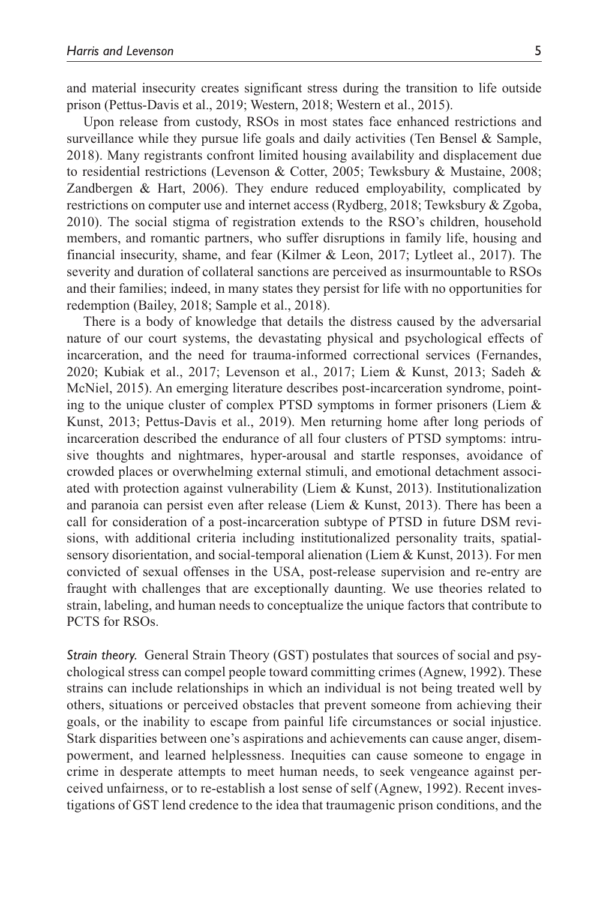and material insecurity creates significant stress during the transition to life outside prison (Pettus-Davis et al., 2019; Western, 2018; Western et al., 2015).

Upon release from custody, RSOs in most states face enhanced restrictions and surveillance while they pursue life goals and daily activities (Ten Bensel & Sample, 2018). Many registrants confront limited housing availability and displacement due to residential restrictions (Levenson & Cotter, 2005; Tewksbury & Mustaine, 2008; Zandbergen & Hart, 2006). They endure reduced employability, complicated by restrictions on computer use and internet access (Rydberg, 2018; Tewksbury & Zgoba, 2010). The social stigma of registration extends to the RSO's children, household members, and romantic partners, who suffer disruptions in family life, housing and financial insecurity, shame, and fear (Kilmer & Leon, 2017; Lytleet al., 2017). The severity and duration of collateral sanctions are perceived as insurmountable to RSOs and their families; indeed, in many states they persist for life with no opportunities for redemption (Bailey, 2018; Sample et al., 2018).

There is a body of knowledge that details the distress caused by the adversarial nature of our court systems, the devastating physical and psychological effects of incarceration, and the need for trauma-informed correctional services (Fernandes, 2020; Kubiak et al., 2017; Levenson et al., 2017; Liem & Kunst, 2013; Sadeh & McNiel, 2015). An emerging literature describes post-incarceration syndrome, pointing to the unique cluster of complex PTSD symptoms in former prisoners (Liem & Kunst, 2013; Pettus-Davis et al., 2019). Men returning home after long periods of incarceration described the endurance of all four clusters of PTSD symptoms: intrusive thoughts and nightmares, hyper-arousal and startle responses, avoidance of crowded places or overwhelming external stimuli, and emotional detachment associated with protection against vulnerability (Liem & Kunst, 2013). Institutionalization and paranoia can persist even after release (Liem & Kunst, 2013). There has been a call for consideration of a post-incarceration subtype of PTSD in future DSM revisions, with additional criteria including institutionalized personality traits, spatial-sensory disorientation, and social-temporal alienation (Liem & Kunst, 2013). For men convicted of sexual offenses in the USA, post-release supervision and re-entry are fraught with challenges that are exceptionally daunting. We use theories related to strain, labeling, and human needs to conceptualize the unique factors that contribute to PCTS for RSOs.

*Strain theory.* General Strain Theory (GST) postulates that sources of social and psychological stress can compel people toward committing crimes (Agnew, 1992). These strains can include relationships in which an individual is not being treated well by others, situations or perceived obstacles that prevent someone from achieving their goals, or the inability to escape from painful life circumstances or social injustice. Stark disparities between one's aspirations and achievements can cause anger, disempowerment, and learned helplessness. Inequities can cause someone to engage in crime in desperate attempts to meet human needs, to seek vengeance against perceived unfairness, or to re-establish a lost sense of self (Agnew, 1992). Recent investigations of GST lend credence to the idea that traumagenic prison conditions, and the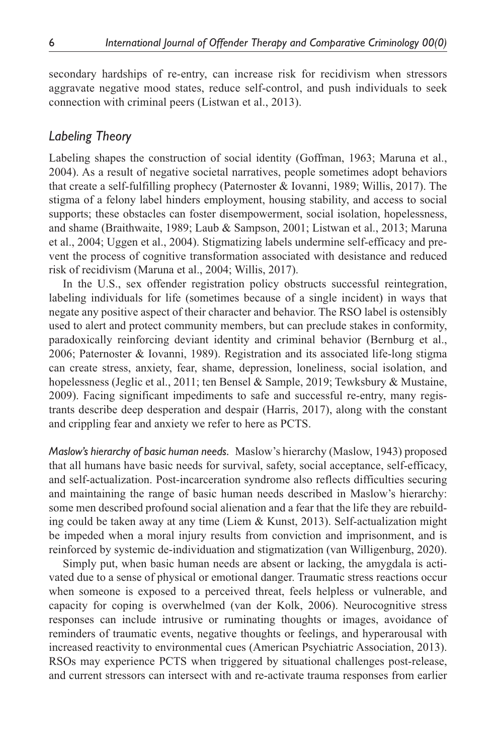secondary hardships of re-entry, can increase risk for recidivism when stressors aggravate negative mood states, reduce self-control, and push individuals to seek connection with criminal peers (Listwan et al., 2013).

## *Labeling Theory*

Labeling shapes the construction of social identity (Goffman, 1963; Maruna et al., 2004). As a result of negative societal narratives, people sometimes adopt behaviors that create a self-fulfilling prophecy (Paternoster & Iovanni, 1989; Willis, 2017). The stigma of a felony label hinders employment, housing stability, and access to social supports; these obstacles can foster disempowerment, social isolation, hopelessness, and shame (Braithwaite, 1989; Laub & Sampson, 2001; Listwan et al., 2013; Maruna et al., 2004; Uggen et al., 2004). Stigmatizing labels undermine self-efficacy and prevent the process of cognitive transformation associated with desistance and reduced risk of recidivism (Maruna et al., 2004; Willis, 2017).

In the U.S., sex offender registration policy obstructs successful reintegration, labeling individuals for life (sometimes because of a single incident) in ways that negate any positive aspect of their character and behavior. The RSO label is ostensibly used to alert and protect community members, but can preclude stakes in conformity, paradoxically reinforcing deviant identity and criminal behavior (Bernburg et al., 2006; Paternoster & Iovanni, 1989). Registration and its associated life-long stigma can create stress, anxiety, fear, shame, depression, loneliness, social isolation, and hopelessness (Jeglic et al., 2011; ten Bensel & Sample, 2019; Tewksbury & Mustaine, 2009). Facing significant impediments to safe and successful re-entry, many registrants describe deep desperation and despair (Harris, 2017), along with the constant and crippling fear and anxiety we refer to here as PCTS.

*Maslow's hierarchy of basic human needs.* Maslow's hierarchy (Maslow, 1943) proposed that all humans have basic needs for survival, safety, social acceptance, self-efficacy, and self-actualization. Post-incarceration syndrome also reflects difficulties securing and maintaining the range of basic human needs described in Maslow's hierarchy: some men described profound social alienation and a fear that the life they are rebuilding could be taken away at any time (Liem & Kunst, 2013). Self-actualization might be impeded when a moral injury results from conviction and imprisonment, and is reinforced by systemic de-individuation and stigmatization (van Willigenburg, 2020).

Simply put, when basic human needs are absent or lacking, the amygdala is activated due to a sense of physical or emotional danger. Traumatic stress reactions occur when someone is exposed to a perceived threat, feels helpless or vulnerable, and capacity for coping is overwhelmed (van der Kolk, 2006). Neurocognitive stress responses can include intrusive or ruminating thoughts or images, avoidance of reminders of traumatic events, negative thoughts or feelings, and hyperarousal with increased reactivity to environmental cues (American Psychiatric Association, 2013). RSOs may experience PCTS when triggered by situational challenges post-release, and current stressors can intersect with and re-activate trauma responses from earlier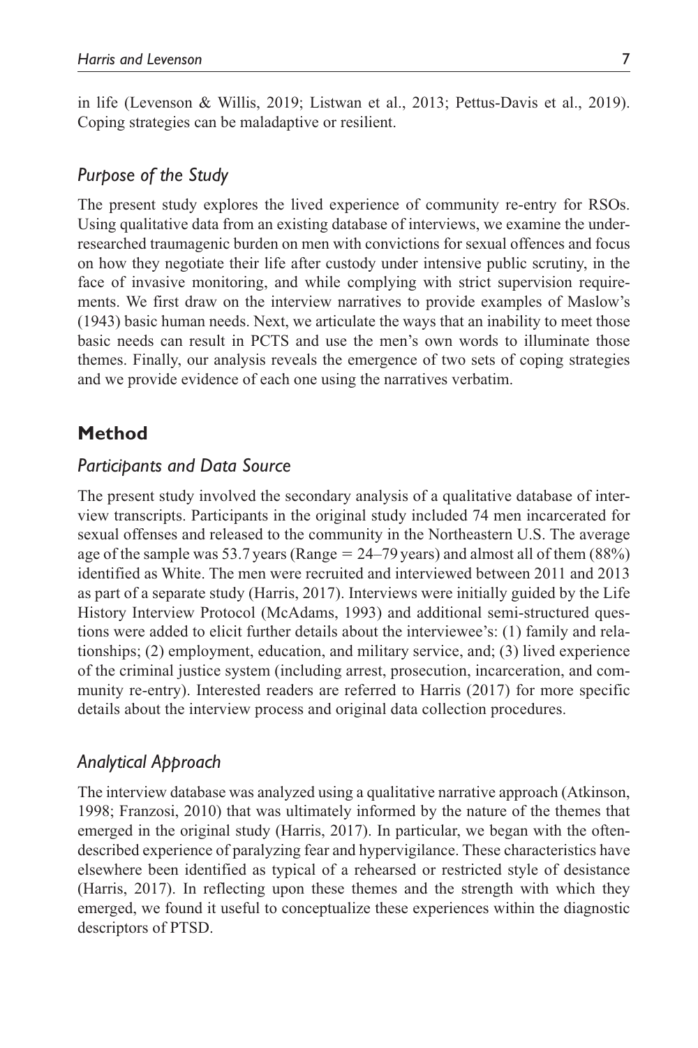in life (Levenson & Willis, 2019; Listwan et al., 2013; Pettus-Davis et al., 2019). Coping strategies can be maladaptive or resilient.

### *Purpose of the Study*

The present study explores the lived experience of community re-entry for RSOs. Using qualitative data from an existing database of interviews, we examine the under-researched traumagenic burden on men with convictions for sexual offences and focus on how they negotiate their life after custody under intensive public scrutiny, in the face of invasive monitoring, and while complying with strict supervision requirements. We first draw on the interview narratives to provide examples of Maslow's (1943) basic human needs. Next, we articulate the ways that an inability to meet those basic needs can result in PCTS and use the men's own words to illuminate those themes. Finally, our analysis reveals the emergence of two sets of coping strategies and we provide evidence of each one using the narratives verbatim.

## Method

### *Participants and Data Source*

The present study involved the secondary analysis of a qualitative database of interview transcripts. Participants in the original study included 74 men incarcerated for sexual offenses and released to the community in the Northeastern U.S. The average age of the sample was 53.7 years (Range = 24–79 years) and almost all of them (88%) identified as White. The men were recruited and interviewed between 2011 and 2013 as part of a separate study (Harris, 2017). Interviews were initially guided by the Life History Interview Protocol (McAdams, 1993) and additional semi-structured questions were added to elicit further details about the interviewee's: (1) family and relationships; (2) employment, education, and military service, and; (3) lived experience of the criminal justice system (including arrest, prosecution, incarceration, and community re-entry). Interested readers are referred to Harris (2017) for more specific details about the interview process and original data collection procedures.

### *Analytical Approach*

The interview database was analyzed using a qualitative narrative approach (Atkinson, 1998; Franzosi, 2010) that was ultimately informed by the nature of the themes that emerged in the original study (Harris, 2017). In particular, we began with the often-described experience of paralyzing fear and hypervigilance. These characteristics have elsewhere been identified as typical of a rehearsed or restricted style of desistance (Harris, 2017). In reflecting upon these themes and the strength with which they emerged, we found it useful to conceptualize these experiences within the diagnostic descriptors of PTSD.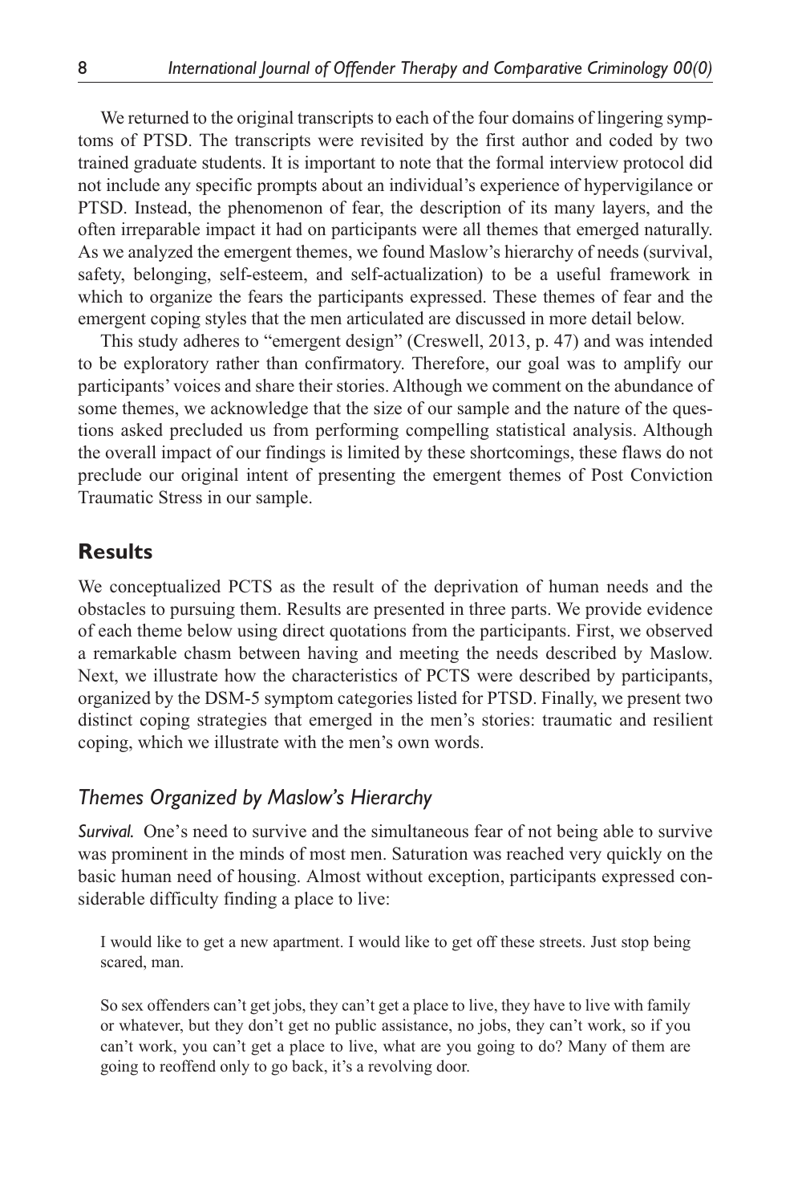We returned to the original transcripts to each of the four domains of lingering symptoms of PTSD. The transcripts were revisited by the first author and coded by two trained graduate students. It is important to note that the formal interview protocol did not include any specific prompts about an individual's experience of hypervigilance or PTSD. Instead, the phenomenon of fear, the description of its many layers, and the often irreparable impact it had on participants were all themes that emerged naturally. As we analyzed the emergent themes, we found Maslow's hierarchy of needs (survival, safety, belonging, self-esteem, and self-actualization) to be a useful framework in which to organize the fears the participants expressed. These themes of fear and the emergent coping styles that the men articulated are discussed in more detail below.

This study adheres to "emergent design" (Creswell, 2013, p. 47) and was intended to be exploratory rather than confirmatory. Therefore, our goal was to amplify our participants' voices and share their stories. Although we comment on the abundance of some themes, we acknowledge that the size of our sample and the nature of the questions asked precluded us from performing compelling statistical analysis. Although the overall impact of our findings is limited by these shortcomings, these flaws do not preclude our original intent of presenting the emergent themes of Post Conviction Traumatic Stress in our sample.

## Results

We conceptualized PCTS as the result of the deprivation of human needs and the obstacles to pursuing them. Results are presented in three parts. We provide evidence of each theme below using direct quotations from the participants. First, we observed a remarkable chasm between having and meeting the needs described by Maslow. Next, we illustrate how the characteristics of PCTS were described by participants, organized by the DSM-5 symptom categories listed for PTSD. Finally, we present two distinct coping strategies that emerged in the men's stories: traumatic and resilient coping, which we illustrate with the men's own words.

### *Themes Organized by Maslow's Hierarchy*

*Survival.* One's need to survive and the simultaneous fear of not being able to survive was prominent in the minds of most men. Saturation was reached very quickly on the basic human need of housing. Almost without exception, participants expressed considerable difficulty finding a place to live:

> I would like to get a new apartment. I would like to get off these streets. Just stop being scared, man.

> So sex offenders can't get jobs, they can't get a place to live, they have to live with family or whatever, but they don't get no public assistance, no jobs, they can't work, so if you can't work, you can't get a place to live, what are you going to do? Many of them are going to reoffend only to go back, it's a revolving door.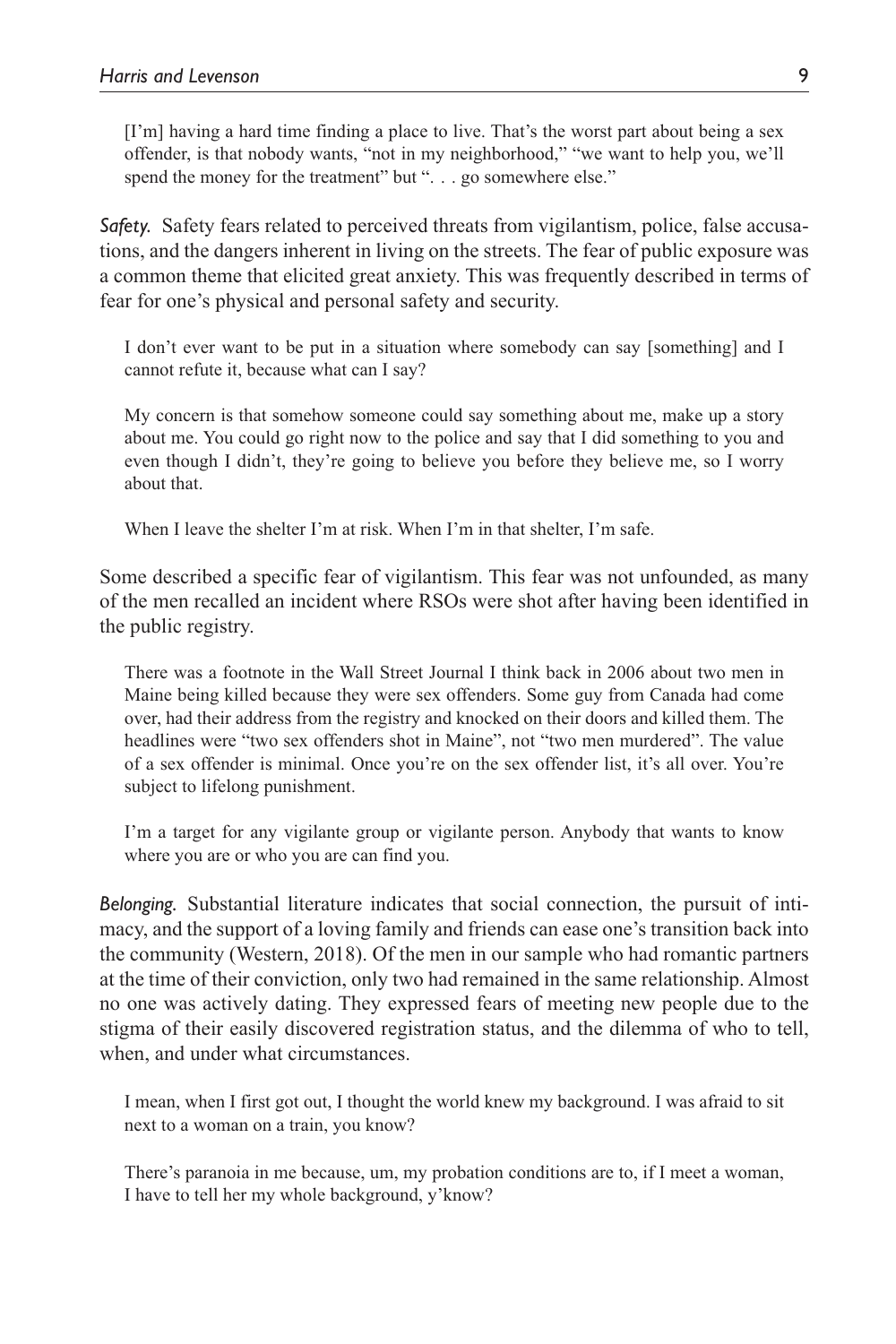[I'm] having a hard time finding a place to live. That's the worst part about being a sex offender, is that nobody wants, "not in my neighborhood," "we want to help you, we'll spend the money for the treatment" but ". . . go somewhere else."

*Safety.* Safety fears related to perceived threats from vigilantism, police, false accusations, and the dangers inherent in living on the streets. The fear of public exposure was a common theme that elicited great anxiety. This was frequently described in terms of fear for one's physical and personal safety and security.

> I don't ever want to be put in a situation where somebody can say [something] and I cannot refute it, because what can I say?

> My concern is that somehow someone could say something about me, make up a story about me. You could go right now to the police and say that I did something to you and even though I didn't, they're going to believe you before they believe me, so I worry about that.

> When I leave the shelter I'm at risk. When I'm in that shelter, I'm safe.

Some described a specific fear of vigilantism. This fear was not unfounded, as many of the men recalled an incident where RSOs were shot after having been identified in the public registry.

> There was a footnote in the Wall Street Journal I think back in 2006 about two men in Maine being killed because they were sex offenders. Some guy from Canada had come over, had their address from the registry and knocked on their doors and killed them. The headlines were "two sex offenders shot in Maine", not "two men murdered". The value of a sex offender is minimal. Once you're on the sex offender list, it's all over. You're subject to lifelong punishment.

> I'm a target for any vigilante group or vigilante person. Anybody that wants to know where you are or who you are can find you.

*Belonging.* Substantial literature indicates that social connection, the pursuit of intimacy, and the support of a loving family and friends can ease one's transition back into the community (Western, 2018). Of the men in our sample who had romantic partners at the time of their conviction, only two had remained in the same relationship. Almost no one was actively dating. They expressed fears of meeting new people due to the stigma of their easily discovered registration status, and the dilemma of who to tell, when, and under what circumstances.

> I mean, when I first got out, I thought the world knew my background. I was afraid to sit next to a woman on a train, you know?

> There's paranoia in me because, um, my probation conditions are to, if I meet a woman, I have to tell her my whole background, y'know?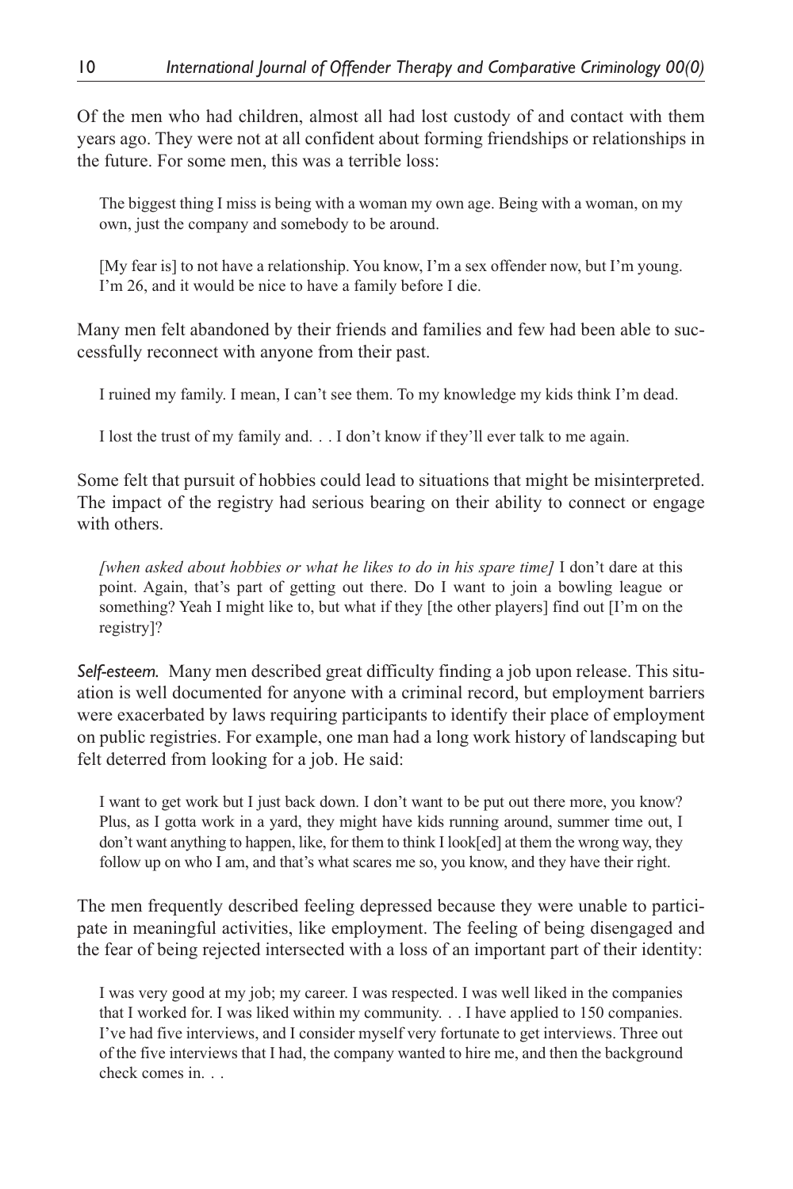Of the men who had children, almost all had lost custody of and contact with them years ago. They were not at all confident about forming friendships or relationships in the future. For some men, this was a terrible loss:

> The biggest thing I miss is being with a woman my own age. Being with a woman, on my own, just the company and somebody to be around.

> [My fear is] to not have a relationship. You know, I'm a sex offender now, but I'm young. I'm 26, and it would be nice to have a family before I die.

Many men felt abandoned by their friends and families and few had been able to successfully reconnect with anyone from their past.

> I ruined my family. I mean, I can't see them. To my knowledge my kids think I'm dead.

> I lost the trust of my family and. . . I don't know if they'll ever talk to me again.

Some felt that pursuit of hobbies could lead to situations that might be misinterpreted. The impact of the registry had serious bearing on their ability to connect or engage with others.

> *[when asked about hobbies or what he likes to do in his spare time]* I don't dare at this point. Again, that's part of getting out there. Do I want to join a bowling league or something? Yeah I might like to, but what if they [the other players] find out [I'm on the registry]?

*Self-esteem.* Many men described great difficulty finding a job upon release. This situation is well documented for anyone with a criminal record, but employment barriers were exacerbated by laws requiring participants to identify their place of employment on public registries. For example, one man had a long work history of landscaping but felt deterred from looking for a job. He said:

> I want to get work but I just back down. I don't want to be put out there more, you know? Plus, as I gotta work in a yard, they might have kids running around, summer time out, I don't want anything to happen, like, for them to think I look[ed] at them the wrong way, they follow up on who I am, and that's what scares me so, you know, and they have their right.

The men frequently described feeling depressed because they were unable to participate in meaningful activities, like employment. The feeling of being disengaged and the fear of being rejected intersected with a loss of an important part of their identity:

> I was very good at my job; my career. I was respected. I was well liked in the companies that I worked for. I was liked within my community. . . I have applied to 150 companies. I've had five interviews, and I consider myself very fortunate to get interviews. Three out of the five interviews that I had, the company wanted to hire me, and then the background check comes in. . .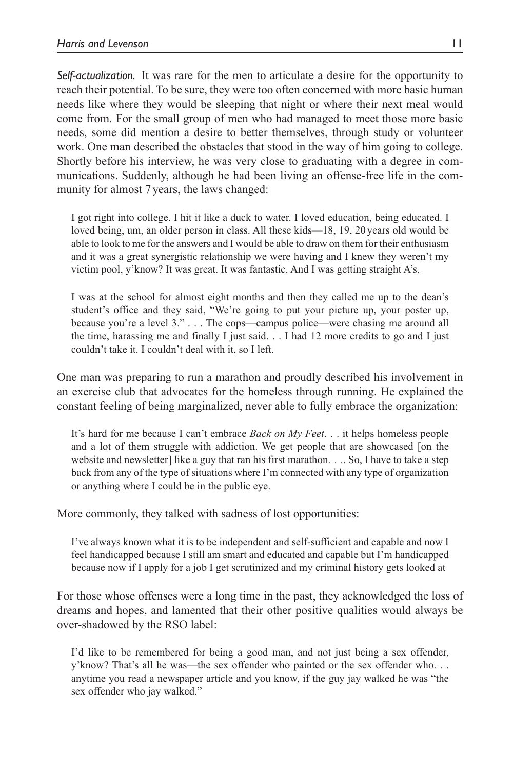*Self-actualization.* It was rare for the men to articulate a desire for the opportunity to reach their potential. To be sure, they were too often concerned with more basic human needs like where they would be sleeping that night or where their next meal would come from. For the small group of men who had managed to meet those more basic needs, some did mention a desire to better themselves, through study or volunteer work. One man described the obstacles that stood in the way of him going to college. Shortly before his interview, he was very close to graduating with a degree in communications. Suddenly, although he had been living an offense-free life in the community for almost 7 years, the laws changed:

> I got right into college. I hit it like a duck to water. I loved education, being educated. I loved being, um, an older person in class. All these kids—18, 19, 20 years old would be able to look to me for the answers and I would be able to draw on them for their enthusiasm and it was a great synergistic relationship we were having and I knew they weren't my victim pool, y'know? It was great. It was fantastic. And I was getting straight A's.
>
> I was at the school for almost eight months and then they called me up to the dean's student's office and they said, "We're going to put your picture up, your poster up, because you're a level 3." . . . The cops—campus police—were chasing me around all the time, harassing me and finally I just said. . . I had 12 more credits to go and I just couldn't take it. I couldn't deal with it, so I left.

One man was preparing to run a marathon and proudly described his involvement in an exercise club that advocates for the homeless through running. He explained the constant feeling of being marginalized, never able to fully embrace the organization:

> It's hard for me because I can't embrace *Back on My Feet*. . . it helps homeless people and a lot of them struggle with addiction. We get people that are showcased [on the website and newsletter] like a guy that ran his first marathon. . .. So, I have to take a step back from any of the type of situations where I'm connected with any type of organization or anything where I could be in the public eye.

More commonly, they talked with sadness of lost opportunities:

> I've always known what it is to be independent and self-sufficient and capable and now I feel handicapped because I still am smart and educated and capable but I'm handicapped because now if I apply for a job I get scrutinized and my criminal history gets looked at

For those whose offenses were a long time in the past, they acknowledged the loss of dreams and hopes, and lamented that their other positive qualities would always be over-shadowed by the RSO label:

> I'd like to be remembered for being a good man, and not just being a sex offender, y'know? That's all he was—the sex offender who painted or the sex offender who. . . anytime you read a newspaper article and you know, if the guy jay walked he was "the sex offender who jay walked."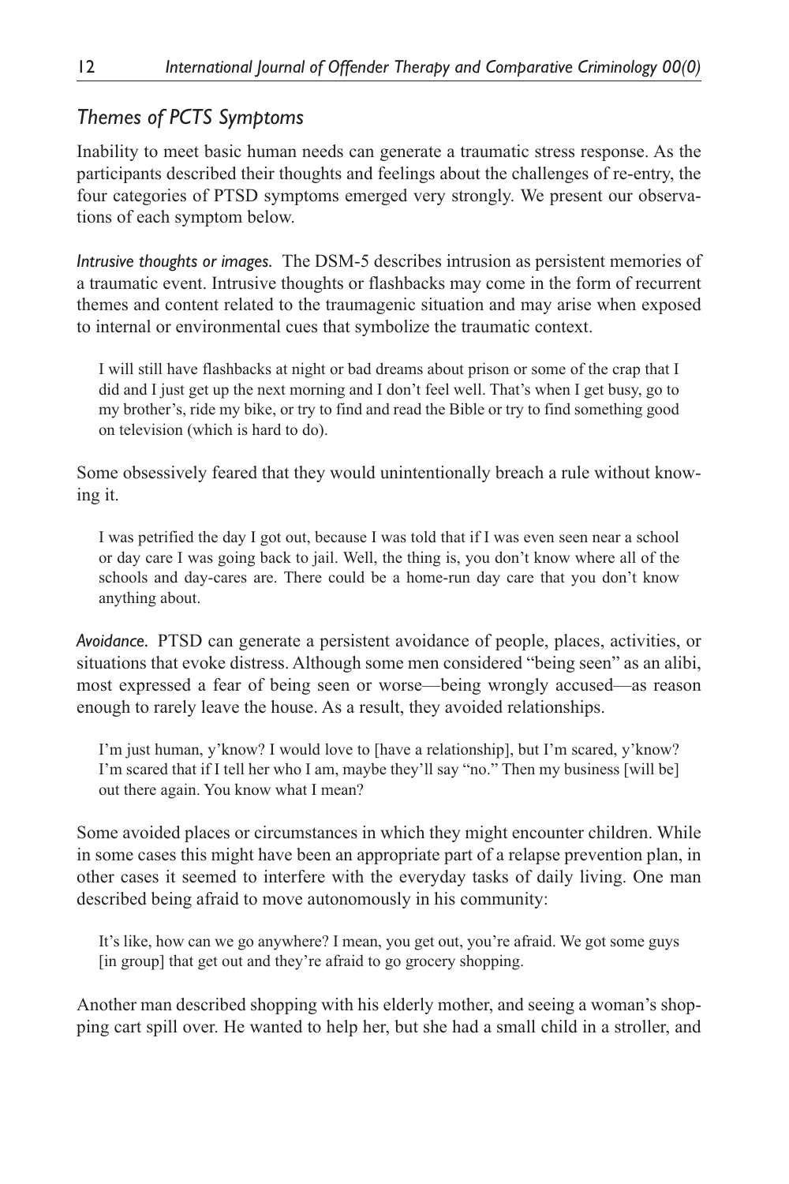### *Themes of PCTS Symptoms*

Inability to meet basic human needs can generate a traumatic stress response. As the participants described their thoughts and feelings about the challenges of re-entry, the four categories of PTSD symptoms emerged very strongly. We present our observations of each symptom below.

*Intrusive thoughts or images.* The DSM-5 describes intrusion as persistent memories of a traumatic event. Intrusive thoughts or flashbacks may come in the form of recurrent themes and content related to the traumagenic situation and may arise when exposed to internal or environmental cues that symbolize the traumatic context.

> I will still have flashbacks at night or bad dreams about prison or some of the crap that I did and I just get up the next morning and I don't feel well. That's when I get busy, go to my brother's, ride my bike, or try to find and read the Bible or try to find something good on television (which is hard to do).

Some obsessively feared that they would unintentionally breach a rule without knowing it.

> I was petrified the day I got out, because I was told that if I was even seen near a school or day care I was going back to jail. Well, the thing is, you don't know where all of the schools and day-cares are. There could be a home-run day care that you don't know anything about.

*Avoidance.* PTSD can generate a persistent avoidance of people, places, activities, or situations that evoke distress. Although some men considered "being seen" as an alibi, most expressed a fear of being seen or worse—being wrongly accused—as reason enough to rarely leave the house. As a result, they avoided relationships.

> I'm just human, y'know? I would love to [have a relationship], but I'm scared, y'know? I'm scared that if I tell her who I am, maybe they'll say "no." Then my business [will be] out there again. You know what I mean?

Some avoided places or circumstances in which they might encounter children. While in some cases this might have been an appropriate part of a relapse prevention plan, in other cases it seemed to interfere with the everyday tasks of daily living. One man described being afraid to move autonomously in his community:

> It's like, how can we go anywhere? I mean, you get out, you're afraid. We got some guys [in group] that get out and they're afraid to go grocery shopping.

Another man described shopping with his elderly mother, and seeing a woman's shopping cart spill over. He wanted to help her, but she had a small child in a stroller, and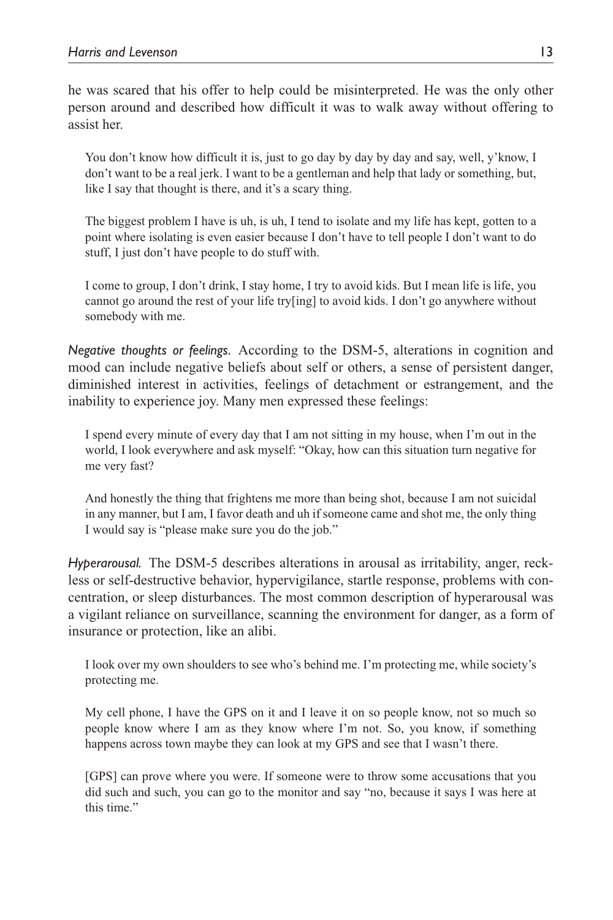he was scared that his offer to help could be misinterpreted. He was the only other person around and described how difficult it was to walk away without offering to assist her.

> You don't know how difficult it is, just to go day by day by day and say, well, y'know, I don't want to be a real jerk. I want to be a gentleman and help that lady or something, but, like I say that thought is there, and it's a scary thing.

> The biggest problem I have is uh, is uh, I tend to isolate and my life has kept, gotten to a point where isolating is even easier because I don't have to tell people I don't want to do stuff, I just don't have people to do stuff with.

> I come to group, I don't drink, I stay home, I try to avoid kids. But I mean life is life, you cannot go around the rest of your life try[ing] to avoid kids. I don't go anywhere without somebody with me.

*Negative thoughts or feelings.* According to the DSM-5, alterations in cognition and mood can include negative beliefs about self or others, a sense of persistent danger, diminished interest in activities, feelings of detachment or estrangement, and the inability to experience joy. Many men expressed these feelings:

> I spend every minute of every day that I am not sitting in my house, when I'm out in the world, I look everywhere and ask myself: "Okay, how can this situation turn negative for me very fast?

> And honestly the thing that frightens me more than being shot, because I am not suicidal in any manner, but I am, I favor death and uh if someone came and shot me, the only thing I would say is "please make sure you do the job."

*Hyperarousal.* The DSM-5 describes alterations in arousal as irritability, anger, reckless or self-destructive behavior, hypervigilance, startle response, problems with concentration, or sleep disturbances. The most common description of hyperarousal was a vigilant reliance on surveillance, scanning the environment for danger, as a form of insurance or protection, like an alibi.

> I look over my own shoulders to see who's behind me. I'm protecting me, while society's protecting me.

> My cell phone, I have the GPS on it and I leave it on so people know, not so much so people know where I am as they know where I'm not. So, you know, if something happens across town maybe they can look at my GPS and see that I wasn't there.

> [GPS] can prove where you were. If someone were to throw some accusations that you did such and such, you can go to the monitor and say "no, because it says I was here at this time."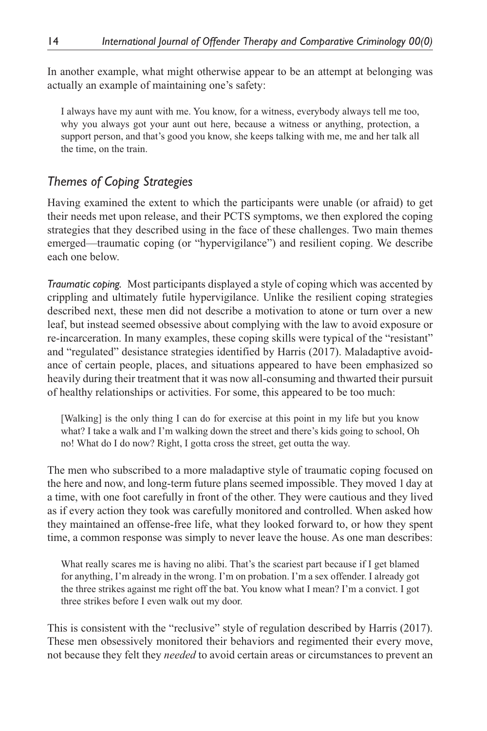In another example, what might otherwise appear to be an attempt at belonging was actually an example of maintaining one's safety:

> I always have my aunt with me. You know, for a witness, everybody always tell me too, why you always got your aunt out here, because a witness or anything, protection, a support person, and that's good you know, she keeps talking with me, me and her talk all the time, on the train.

### *Themes of Coping Strategies*

Having examined the extent to which the participants were unable (or afraid) to get their needs met upon release, and their PCTS symptoms, we then explored the coping strategies that they described using in the face of these challenges. Two main themes emerged—traumatic coping (or "hypervigilance") and resilient coping. We describe each one below.

*Traumatic coping.* Most participants displayed a style of coping which was accented by crippling and ultimately futile hypervigilance. Unlike the resilient coping strategies described next, these men did not describe a motivation to atone or turn over a new leaf, but instead seemed obsessive about complying with the law to avoid exposure or re-incarceration. In many examples, these coping skills were typical of the "resistant" and "regulated" desistance strategies identified by Harris (2017). Maladaptive avoidance of certain people, places, and situations appeared to have been emphasized so heavily during their treatment that it was now all-consuming and thwarted their pursuit of healthy relationships or activities. For some, this appeared to be too much:

> [Walking] is the only thing I can do for exercise at this point in my life but you know what? I take a walk and I'm walking down the street and there's kids going to school, Oh no! What do I do now? Right, I gotta cross the street, get outta the way.

The men who subscribed to a more maladaptive style of traumatic coping focused on the here and now, and long-term future plans seemed impossible. They moved 1 day at a time, with one foot carefully in front of the other. They were cautious and they lived as if every action they took was carefully monitored and controlled. When asked how they maintained an offense-free life, what they looked forward to, or how they spent time, a common response was simply to never leave the house. As one man describes:

> What really scares me is having no alibi. That's the scariest part because if I get blamed for anything, I'm already in the wrong. I'm on probation. I'm a sex offender. I already got the three strikes against me right off the bat. You know what I mean? I'm a convict. I got three strikes before I even walk out my door.

This is consistent with the "reclusive" style of regulation described by Harris (2017). These men obsessively monitored their behaviors and regimented their every move, not because they felt they *needed* to avoid certain areas or circumstances to prevent an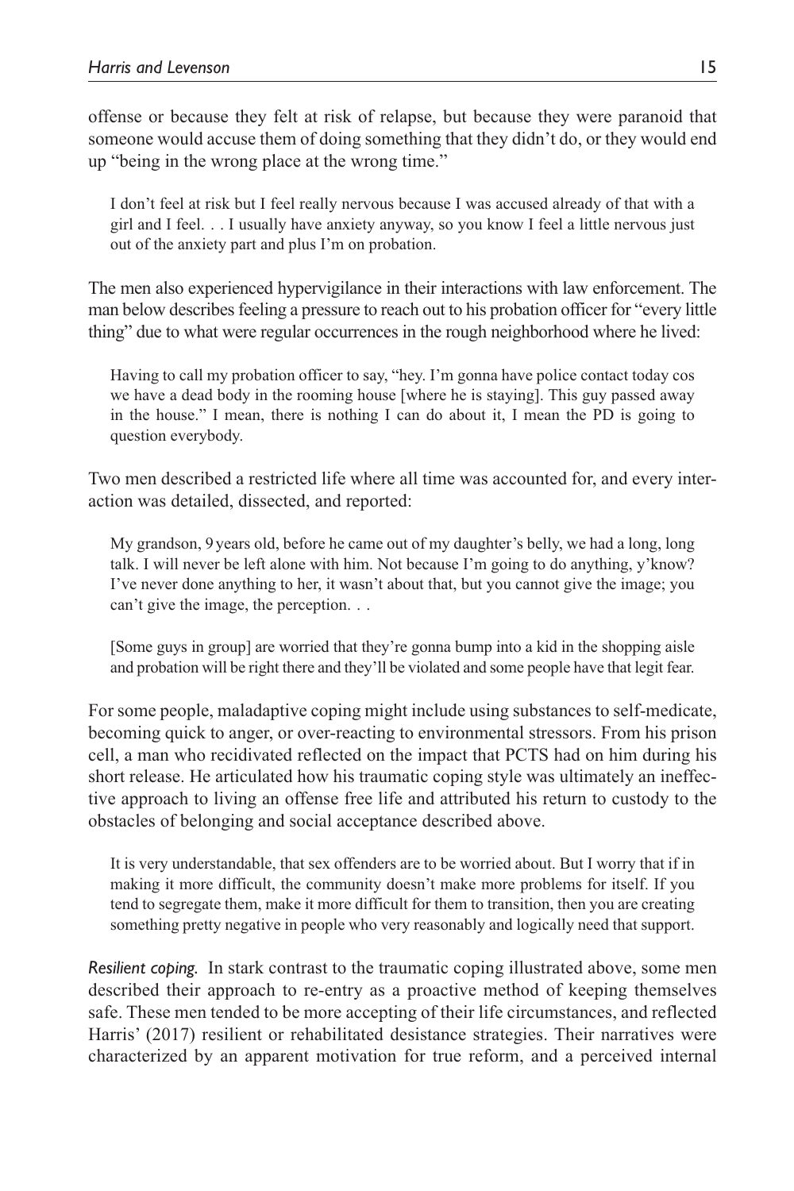offense or because they felt at risk of relapse, but because they were paranoid that someone would accuse them of doing something that they didn't do, or they would end up "being in the wrong place at the wrong time."

> I don't feel at risk but I feel really nervous because I was accused already of that with a girl and I feel. . . I usually have anxiety anyway, so you know I feel a little nervous just out of the anxiety part and plus I'm on probation.

The men also experienced hypervigilance in their interactions with law enforcement. The man below describes feeling a pressure to reach out to his probation officer for "every little thing" due to what were regular occurrences in the rough neighborhood where he lived:

> Having to call my probation officer to say, "hey. I'm gonna have police contact today cos we have a dead body in the rooming house [where he is staying]. This guy passed away in the house." I mean, there is nothing I can do about it, I mean the PD is going to question everybody.

Two men described a restricted life where all time was accounted for, and every interaction was detailed, dissected, and reported:

> My grandson, 9 years old, before he came out of my daughter's belly, we had a long, long talk. I will never be left alone with him. Not because I'm going to do anything, y'know? I've never done anything to her, it wasn't about that, but you cannot give the image; you can't give the image, the perception. . .

> [Some guys in group] are worried that they're gonna bump into a kid in the shopping aisle and probation will be right there and they'll be violated and some people have that legit fear.

For some people, maladaptive coping might include using substances to self-medicate, becoming quick to anger, or over-reacting to environmental stressors. From his prison cell, a man who recidivated reflected on the impact that PCTS had on him during his short release. He articulated how his traumatic coping style was ultimately an ineffective approach to living an offense free life and attributed his return to custody to the obstacles of belonging and social acceptance described above.

> It is very understandable, that sex offenders are to be worried about. But I worry that if in making it more difficult, the community doesn't make more problems for itself. If you tend to segregate them, make it more difficult for them to transition, then you are creating something pretty negative in people who very reasonably and logically need that support.

*Resilient coping.* In stark contrast to the traumatic coping illustrated above, some men described their approach to re-entry as a proactive method of keeping themselves safe. These men tended to be more accepting of their life circumstances, and reflected Harris' (2017) resilient or rehabilitated desistance strategies. Their narratives were characterized by an apparent motivation for true reform, and a perceived internal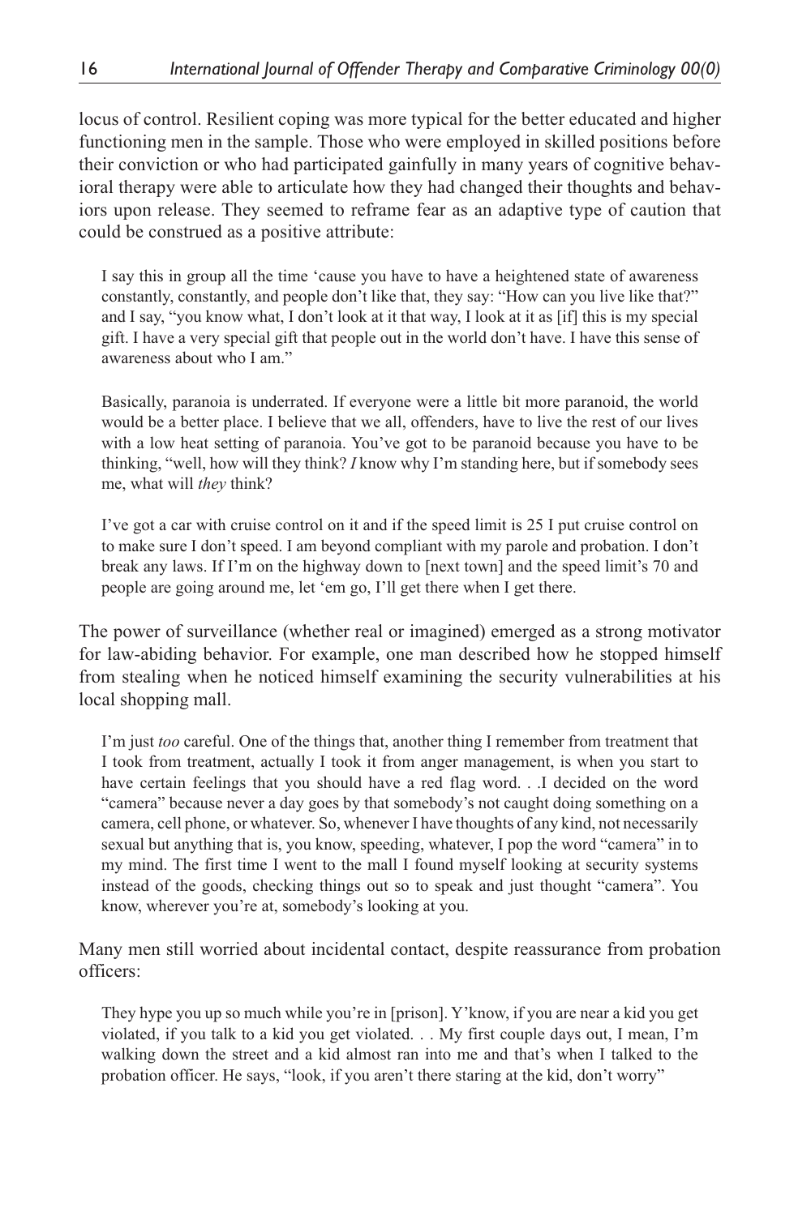locus of control. Resilient coping was more typical for the better educated and higher functioning men in the sample. Those who were employed in skilled positions before their conviction or who had participated gainfully in many years of cognitive behavioral therapy were able to articulate how they had changed their thoughts and behaviors upon release. They seemed to reframe fear as an adaptive type of caution that could be construed as a positive attribute:

> I say this in group all the time 'cause you have to have a heightened state of awareness constantly, constantly, and people don't like that, they say: "How can you live like that?" and I say, "you know what, I don't look at it that way, I look at it as [if] this is my special gift. I have a very special gift that people out in the world don't have. I have this sense of awareness about who I am."

> Basically, paranoia is underrated. If everyone were a little bit more paranoid, the world would be a better place. I believe that we all, offenders, have to live the rest of our lives with a low heat setting of paranoia. You've got to be paranoid because you have to be thinking, "well, how will they think? *I* know why I'm standing here, but if somebody sees me, what will *they* think?

> I've got a car with cruise control on it and if the speed limit is 25 I put cruise control on to make sure I don't speed. I am beyond compliant with my parole and probation. I don't break any laws. If I'm on the highway down to [next town] and the speed limit's 70 and people are going around me, let 'em go, I'll get there when I get there.

The power of surveillance (whether real or imagined) emerged as a strong motivator for law-abiding behavior. For example, one man described how he stopped himself from stealing when he noticed himself examining the security vulnerabilities at his local shopping mall.

> I'm just *too* careful. One of the things that, another thing I remember from treatment that I took from treatment, actually I took it from anger management, is when you start to have certain feelings that you should have a red flag word. . .I decided on the word "camera" because never a day goes by that somebody's not caught doing something on a camera, cell phone, or whatever. So, whenever I have thoughts of any kind, not necessarily sexual but anything that is, you know, speeding, whatever, I pop the word "camera" in to my mind. The first time I went to the mall I found myself looking at security systems instead of the goods, checking things out so to speak and just thought "camera". You know, wherever you're at, somebody's looking at you.

Many men still worried about incidental contact, despite reassurance from probation officers:

> They hype you up so much while you're in [prison]. Y'know, if you are near a kid you get violated, if you talk to a kid you get violated. . . My first couple days out, I mean, I'm walking down the street and a kid almost ran into me and that's when I talked to the probation officer. He says, "look, if you aren't there staring at the kid, don't worry"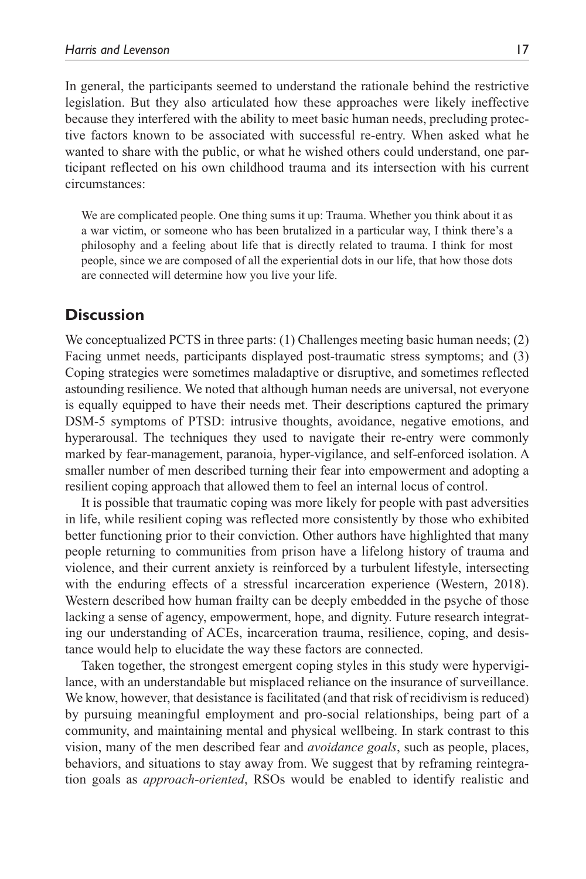In general, the participants seemed to understand the rationale behind the restrictive legislation. But they also articulated how these approaches were likely ineffective because they interfered with the ability to meet basic human needs, precluding protective factors known to be associated with successful re-entry. When asked what he wanted to share with the public, or what he wished others could understand, one participant reflected on his own childhood trauma and its intersection with his current circumstances:

> We are complicated people. One thing sums it up: Trauma. Whether you think about it as a war victim, or someone who has been brutalized in a particular way, I think there's a philosophy and a feeling about life that is directly related to trauma. I think for most people, since we are composed of all the experiential dots in our life, that how those dots are connected will determine how you live your life.

## Discussion

We conceptualized PCTS in three parts: (1) Challenges meeting basic human needs; (2) Facing unmet needs, participants displayed post-traumatic stress symptoms; and (3) Coping strategies were sometimes maladaptive or disruptive, and sometimes reflected astounding resilience. We noted that although human needs are universal, not everyone is equally equipped to have their needs met. Their descriptions captured the primary DSM-5 symptoms of PTSD: intrusive thoughts, avoidance, negative emotions, and hyperarousal. The techniques they used to navigate their re-entry were commonly marked by fear-management, paranoia, hyper-vigilance, and self-enforced isolation. A smaller number of men described turning their fear into empowerment and adopting a resilient coping approach that allowed them to feel an internal locus of control.

It is possible that traumatic coping was more likely for people with past adversities in life, while resilient coping was reflected more consistently by those who exhibited better functioning prior to their conviction. Other authors have highlighted that many people returning to communities from prison have a lifelong history of trauma and violence, and their current anxiety is reinforced by a turbulent lifestyle, intersecting with the enduring effects of a stressful incarceration experience (Western, 2018). Western described how human frailty can be deeply embedded in the psyche of those lacking a sense of agency, empowerment, hope, and dignity. Future research integrating our understanding of ACEs, incarceration trauma, resilience, coping, and desistance would help to elucidate the way these factors are connected.

Taken together, the strongest emergent coping styles in this study were hypervigilance, with an understandable but misplaced reliance on the insurance of surveillance. We know, however, that desistance is facilitated (and that risk of recidivism is reduced) by pursuing meaningful employment and pro-social relationships, being part of a community, and maintaining mental and physical wellbeing. In stark contrast to this vision, many of the men described fear and *avoidance goals*, such as people, places, behaviors, and situations to stay away from. We suggest that by reframing reintegration goals as *approach-oriented*, RSOs would be enabled to identify realistic and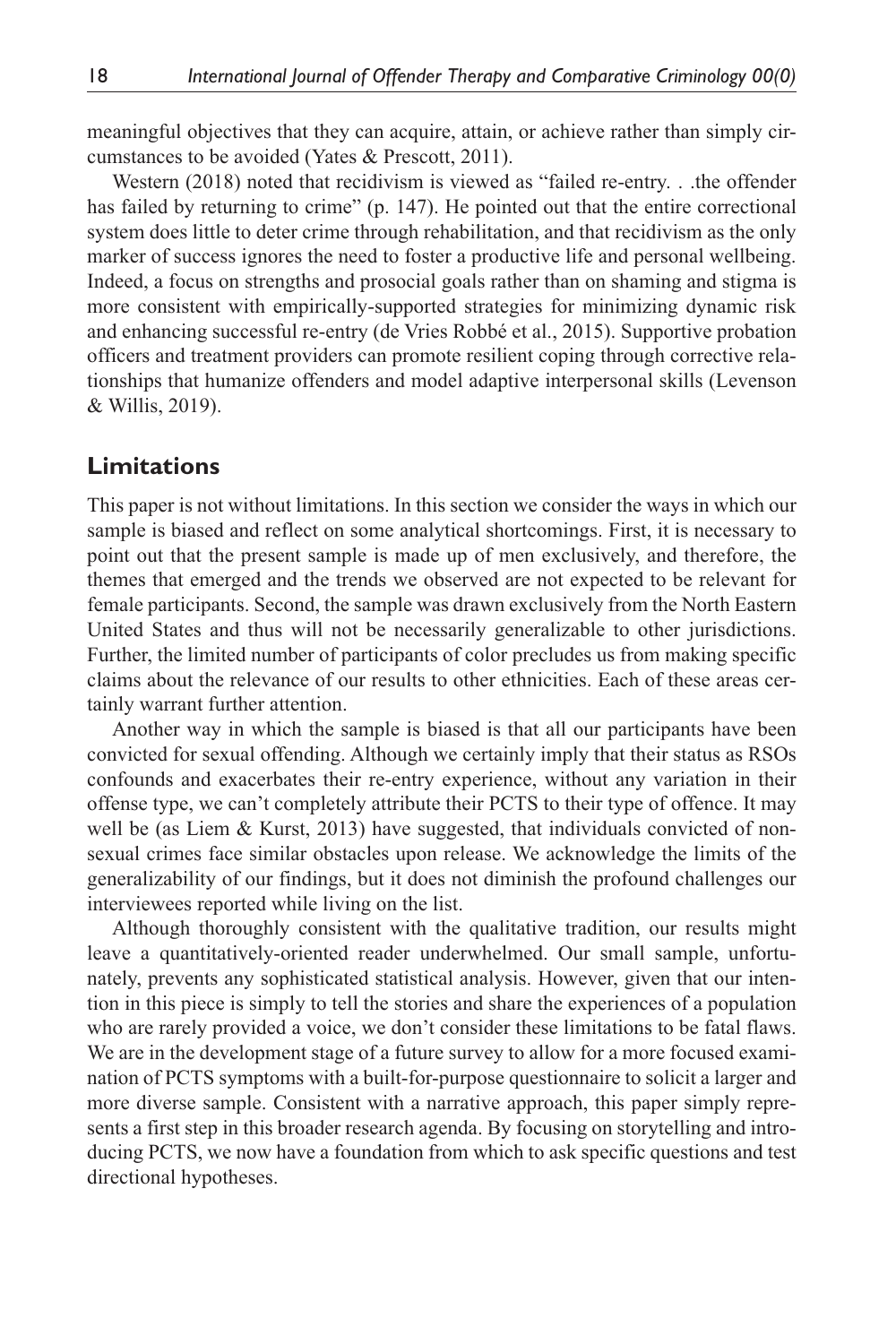meaningful objectives that they can acquire, attain, or achieve rather than simply circumstances to be avoided (Yates & Prescott, 2011).

Western (2018) noted that recidivism is viewed as "failed re-entry. . .the offender has failed by returning to crime" (p. 147). He pointed out that the entire correctional system does little to deter crime through rehabilitation, and that recidivism as the only marker of success ignores the need to foster a productive life and personal wellbeing. Indeed, a focus on strengths and prosocial goals rather than on shaming and stigma is more consistent with empirically-supported strategies for minimizing dynamic risk and enhancing successful re-entry (de Vries Robbé et al., 2015). Supportive probation officers and treatment providers can promote resilient coping through corrective relationships that humanize offenders and model adaptive interpersonal skills (Levenson & Willis, 2019).

## Limitations

This paper is not without limitations. In this section we consider the ways in which our sample is biased and reflect on some analytical shortcomings. First, it is necessary to point out that the present sample is made up of men exclusively, and therefore, the themes that emerged and the trends we observed are not expected to be relevant for female participants. Second, the sample was drawn exclusively from the North Eastern United States and thus will not be necessarily generalizable to other jurisdictions. Further, the limited number of participants of color precludes us from making specific claims about the relevance of our results to other ethnicities. Each of these areas certainly warrant further attention.

Another way in which the sample is biased is that all our participants have been convicted for sexual offending. Although we certainly imply that their status as RSOs confounds and exacerbates their re-entry experience, without any variation in their offense type, we can't completely attribute their PCTS to their type of offence. It may well be (as Liem & Kurst, 2013) have suggested, that individuals convicted of non-sexual crimes face similar obstacles upon release. We acknowledge the limits of the generalizability of our findings, but it does not diminish the profound challenges our interviewees reported while living on the list.

Although thoroughly consistent with the qualitative tradition, our results might leave a quantitatively-oriented reader underwhelmed. Our small sample, unfortunately, prevents any sophisticated statistical analysis. However, given that our intention in this piece is simply to tell the stories and share the experiences of a population who are rarely provided a voice, we don't consider these limitations to be fatal flaws. We are in the development stage of a future survey to allow for a more focused examination of PCTS symptoms with a built-for-purpose questionnaire to solicit a larger and more diverse sample. Consistent with a narrative approach, this paper simply represents a first step in this broader research agenda. By focusing on storytelling and introducing PCTS, we now have a foundation from which to ask specific questions and test directional hypotheses.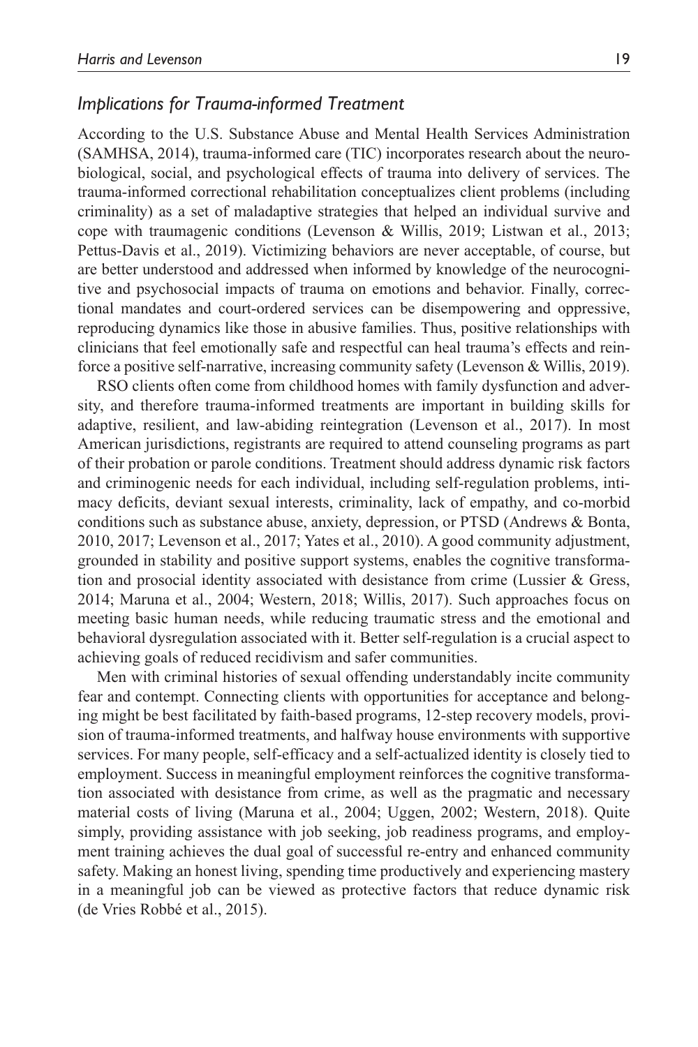### *Implications for Trauma-informed Treatment*

According to the U.S. Substance Abuse and Mental Health Services Administration (SAMHSA, 2014), trauma-informed care (TIC) incorporates research about the neurobiological, social, and psychological effects of trauma into delivery of services. The trauma-informed correctional rehabilitation conceptualizes client problems (including criminality) as a set of maladaptive strategies that helped an individual survive and cope with traumagenic conditions (Levenson & Willis, 2019; Listwan et al., 2013; Pettus-Davis et al., 2019). Victimizing behaviors are never acceptable, of course, but are better understood and addressed when informed by knowledge of the neurocognitive and psychosocial impacts of trauma on emotions and behavior. Finally, correctional mandates and court-ordered services can be disempowering and oppressive, reproducing dynamics like those in abusive families. Thus, positive relationships with clinicians that feel emotionally safe and respectful can heal trauma's effects and reinforce a positive self-narrative, increasing community safety (Levenson & Willis, 2019).

RSO clients often come from childhood homes with family dysfunction and adversity, and therefore trauma-informed treatments are important in building skills for adaptive, resilient, and law-abiding reintegration (Levenson et al., 2017). In most American jurisdictions, registrants are required to attend counseling programs as part of their probation or parole conditions. Treatment should address dynamic risk factors and criminogenic needs for each individual, including self-regulation problems, intimacy deficits, deviant sexual interests, criminality, lack of empathy, and co-morbid conditions such as substance abuse, anxiety, depression, or PTSD (Andrews & Bonta, 2010, 2017; Levenson et al., 2017; Yates et al., 2010). A good community adjustment, grounded in stability and positive support systems, enables the cognitive transformation and prosocial identity associated with desistance from crime (Lussier & Gress, 2014; Maruna et al., 2004; Western, 2018; Willis, 2017). Such approaches focus on meeting basic human needs, while reducing traumatic stress and the emotional and behavioral dysregulation associated with it. Better self-regulation is a crucial aspect to achieving goals of reduced recidivism and safer communities.

Men with criminal histories of sexual offending understandably incite community fear and contempt. Connecting clients with opportunities for acceptance and belonging might be best facilitated by faith-based programs, 12-step recovery models, provision of trauma-informed treatments, and halfway house environments with supportive services. For many people, self-efficacy and a self-actualized identity is closely tied to employment. Success in meaningful employment reinforces the cognitive transformation associated with desistance from crime, as well as the pragmatic and necessary material costs of living (Maruna et al., 2004; Uggen, 2002; Western, 2018). Quite simply, providing assistance with job seeking, job readiness programs, and employment training achieves the dual goal of successful re-entry and enhanced community safety. Making an honest living, spending time productively and experiencing mastery in a meaningful job can be viewed as protective factors that reduce dynamic risk (de Vries Robbé et al., 2015).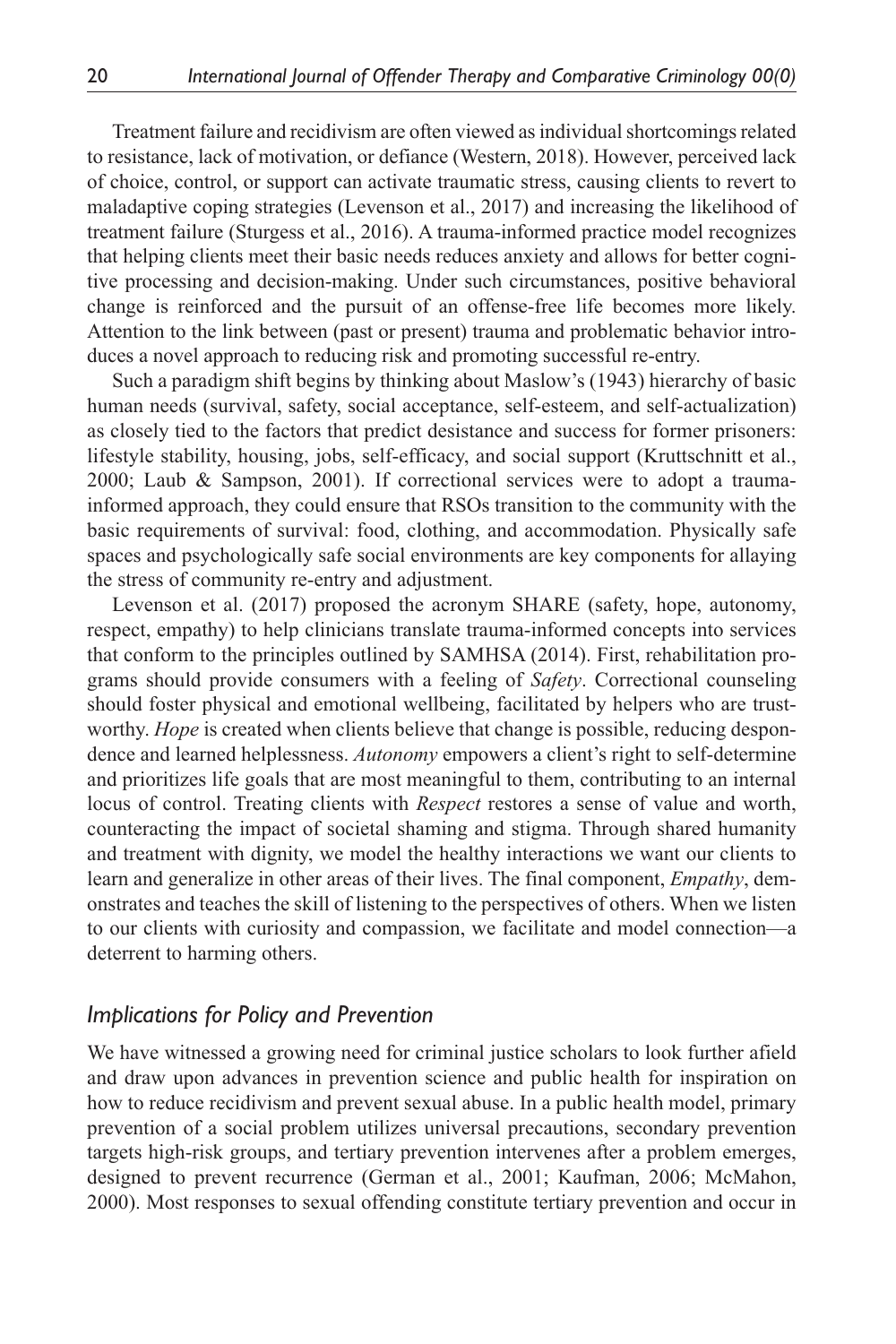Treatment failure and recidivism are often viewed as individual shortcomings related to resistance, lack of motivation, or defiance (Western, 2018). However, perceived lack of choice, control, or support can activate traumatic stress, causing clients to revert to maladaptive coping strategies (Levenson et al., 2017) and increasing the likelihood of treatment failure (Sturgess et al., 2016). A trauma-informed practice model recognizes that helping clients meet their basic needs reduces anxiety and allows for better cognitive processing and decision-making. Under such circumstances, positive behavioral change is reinforced and the pursuit of an offense-free life becomes more likely. Attention to the link between (past or present) trauma and problematic behavior introduces a novel approach to reducing risk and promoting successful re-entry.

Such a paradigm shift begins by thinking about Maslow's (1943) hierarchy of basic human needs (survival, safety, social acceptance, self-esteem, and self-actualization) as closely tied to the factors that predict desistance and success for former prisoners: lifestyle stability, housing, jobs, self-efficacy, and social support (Kruttschnitt et al., 2000; Laub & Sampson, 2001). If correctional services were to adopt a trauma-informed approach, they could ensure that RSOs transition to the community with the basic requirements of survival: food, clothing, and accommodation. Physically safe spaces and psychologically safe social environments are key components for allaying the stress of community re-entry and adjustment.

Levenson et al. (2017) proposed the acronym SHARE (safety, hope, autonomy, respect, empathy) to help clinicians translate trauma-informed concepts into services that conform to the principles outlined by SAMHSA (2014). First, rehabilitation programs should provide consumers with a feeling of *Safety*. Correctional counseling should foster physical and emotional wellbeing, facilitated by helpers who are trustworthy. *Hope* is created when clients believe that change is possible, reducing despondence and learned helplessness. *Autonomy* empowers a client's right to self-determine and prioritizes life goals that are most meaningful to them, contributing to an internal locus of control. Treating clients with *Respect* restores a sense of value and worth, counteracting the impact of societal shaming and stigma. Through shared humanity and treatment with dignity, we model the healthy interactions we want our clients to learn and generalize in other areas of their lives. The final component, *Empathy*, demonstrates and teaches the skill of listening to the perspectives of others. When we listen to our clients with curiosity and compassion, we facilitate and model connection—a deterrent to harming others.

## *Implications for Policy and Prevention*

We have witnessed a growing need for criminal justice scholars to look further afield and draw upon advances in prevention science and public health for inspiration on how to reduce recidivism and prevent sexual abuse. In a public health model, primary prevention of a social problem utilizes universal precautions, secondary prevention targets high-risk groups, and tertiary prevention intervenes after a problem emerges, designed to prevent recurrence (German et al., 2001; Kaufman, 2006; McMahon, 2000). Most responses to sexual offending constitute tertiary prevention and occur in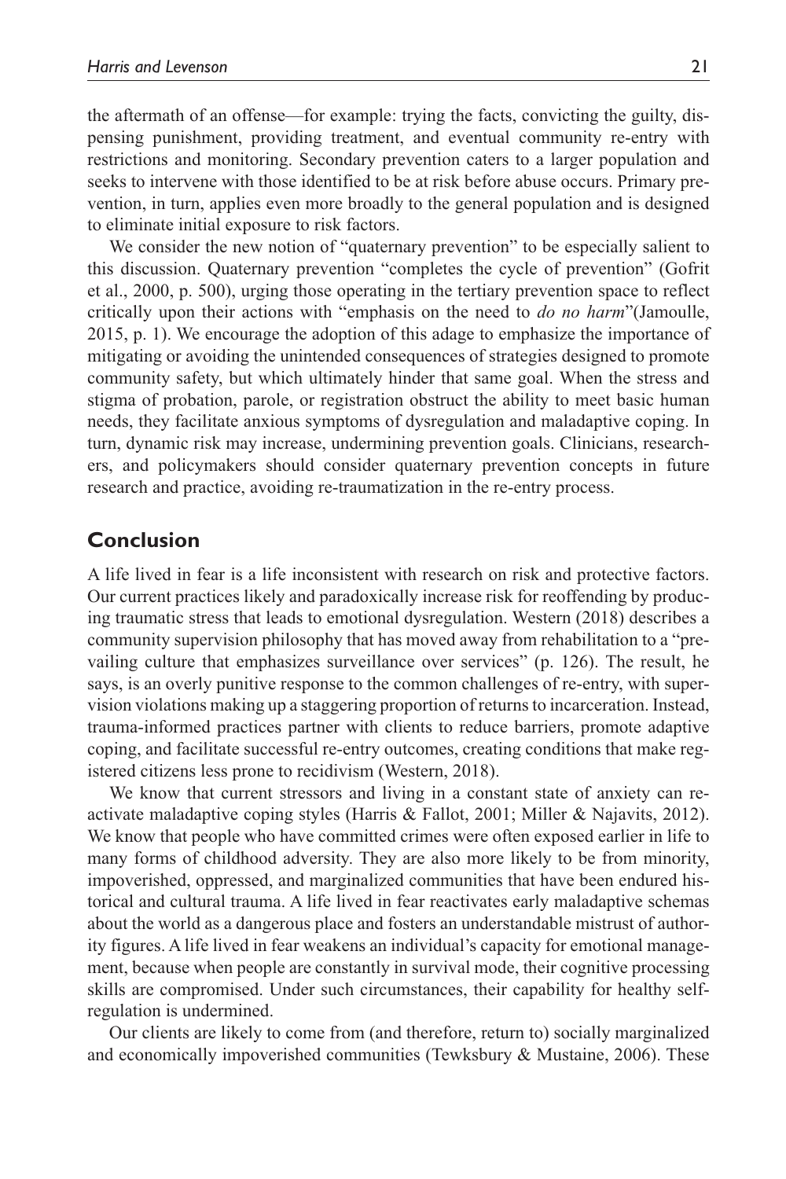the aftermath of an offense—for example: trying the facts, convicting the guilty, dispensing punishment, providing treatment, and eventual community re-entry with restrictions and monitoring. Secondary prevention caters to a larger population and seeks to intervene with those identified to be at risk before abuse occurs. Primary prevention, in turn, applies even more broadly to the general population and is designed to eliminate initial exposure to risk factors.

We consider the new notion of "quaternary prevention" to be especially salient to this discussion. Quaternary prevention "completes the cycle of prevention" (Gofrit et al., 2000, p. 500), urging those operating in the tertiary prevention space to reflect critically upon their actions with "emphasis on the need to *do no harm*"(Jamoulle, 2015, p. 1). We encourage the adoption of this adage to emphasize the importance of mitigating or avoiding the unintended consequences of strategies designed to promote community safety, but which ultimately hinder that same goal. When the stress and stigma of probation, parole, or registration obstruct the ability to meet basic human needs, they facilitate anxious symptoms of dysregulation and maladaptive coping. In turn, dynamic risk may increase, undermining prevention goals. Clinicians, researchers, and policymakers should consider quaternary prevention concepts in future research and practice, avoiding re-traumatization in the re-entry process.

## Conclusion

A life lived in fear is a life inconsistent with research on risk and protective factors. Our current practices likely and paradoxically increase risk for reoffending by producing traumatic stress that leads to emotional dysregulation. Western (2018) describes a community supervision philosophy that has moved away from rehabilitation to a "prevailing culture that emphasizes surveillance over services" (p. 126). The result, he says, is an overly punitive response to the common challenges of re-entry, with supervision violations making up a staggering proportion of returns to incarceration. Instead, trauma-informed practices partner with clients to reduce barriers, promote adaptive coping, and facilitate successful re-entry outcomes, creating conditions that make registered citizens less prone to recidivism (Western, 2018).

We know that current stressors and living in a constant state of anxiety can reactivate maladaptive coping styles (Harris & Fallot, 2001; Miller & Najavits, 2012). We know that people who have committed crimes were often exposed earlier in life to many forms of childhood adversity. They are also more likely to be from minority, impoverished, oppressed, and marginalized communities that have been endured historical and cultural trauma. A life lived in fear reactivates early maladaptive schemas about the world as a dangerous place and fosters an understandable mistrust of authority figures. A life lived in fear weakens an individual's capacity for emotional management, because when people are constantly in survival mode, their cognitive processing skills are compromised. Under such circumstances, their capability for healthy self-regulation is undermined.

Our clients are likely to come from (and therefore, return to) socially marginalized and economically impoverished communities (Tewksbury & Mustaine, 2006). These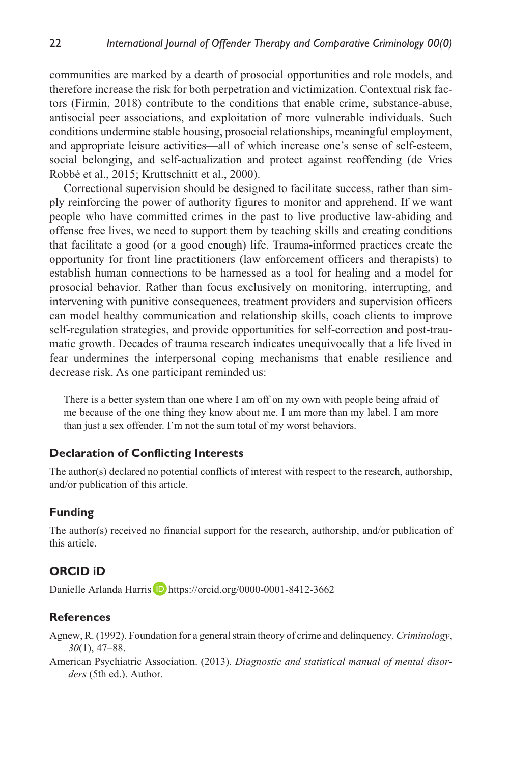communities are marked by a dearth of prosocial opportunities and role models, and therefore increase the risk for both perpetration and victimization. Contextual risk factors (Firmin, 2018) contribute to the conditions that enable crime, substance-abuse, antisocial peer associations, and exploitation of more vulnerable individuals. Such conditions undermine stable housing, prosocial relationships, meaningful employment, and appropriate leisure activities—all of which increase one's sense of self-esteem, social belonging, and self-actualization and protect against reoffending (de Vries Robbé et al., 2015; Kruttschnitt et al., 2000).

Correctional supervision should be designed to facilitate success, rather than simply reinforcing the power of authority figures to monitor and apprehend. If we want people who have committed crimes in the past to live productive law-abiding and offense free lives, we need to support them by teaching skills and creating conditions that facilitate a good (or a good enough) life. Trauma-informed practices create the opportunity for front line practitioners (law enforcement officers and therapists) to establish human connections to be harnessed as a tool for healing and a model for prosocial behavior. Rather than focus exclusively on monitoring, interrupting, and intervening with punitive consequences, treatment providers and supervision officers can model healthy communication and relationship skills, coach clients to improve self-regulation strategies, and provide opportunities for self-correction and post-traumatic growth. Decades of trauma research indicates unequivocally that a life lived in fear undermines the interpersonal coping mechanisms that enable resilience and decrease risk. As one participant reminded us:

> There is a better system than one where I am off on my own with people being afraid of me because of the one thing they know about me. I am more than my label. I am more than just a sex offender. I'm not the sum total of my worst behaviors.

## Declaration of Conflicting Interests

The author(s) declared no potential conflicts of interest with respect to the research, authorship, and/or publication of this article.

## Funding

The author(s) received no financial support for the research, authorship, and/or publication of this article.

## ORCID iD

Danielle Arlanda Harris https://orcid.org/0000-0001-8412-3662

## References

Agnew, R. (1992). Foundation for a general strain theory of crime and delinquency. *Criminology*, *30*(1), 47–88.

American Psychiatric Association. (2013). *Diagnostic and statistical manual of mental disorders* (5th ed.). Author.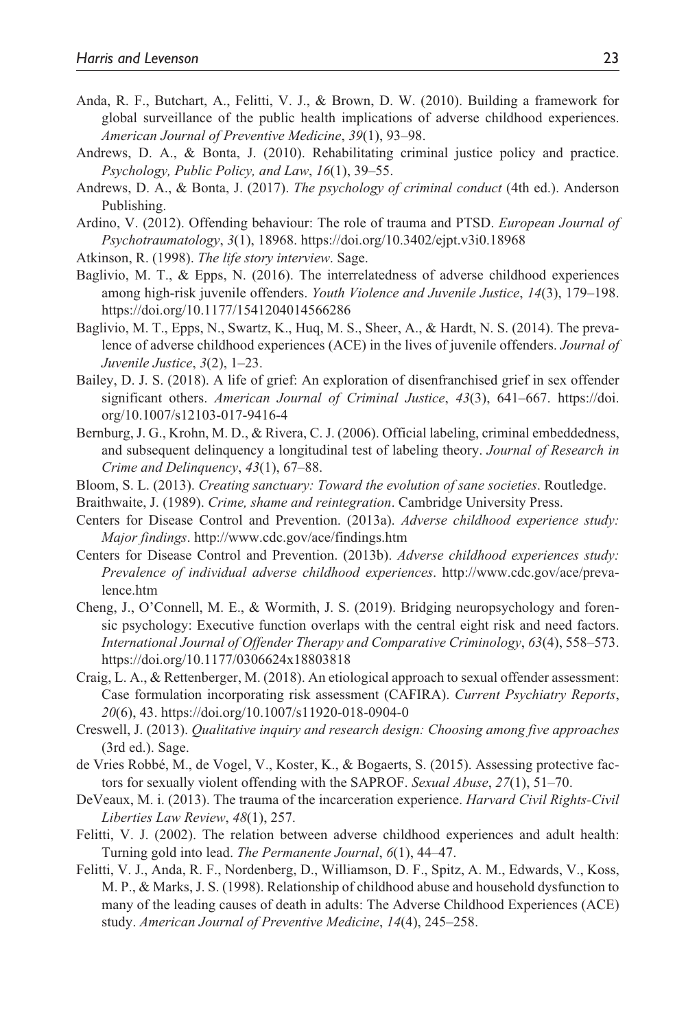Anda, R. F., Butchart, A., Felitti, V. J., & Brown, D. W. (2010). Building a framework for global surveillance of the public health implications of adverse childhood experiences. *American Journal of Preventive Medicine*, *39*(1), 93–98.

Andrews, D. A., & Bonta, J. (2010). Rehabilitating criminal justice policy and practice. *Psychology, Public Policy, and Law*, *16*(1), 39–55.

Andrews, D. A., & Bonta, J. (2017). *The psychology of criminal conduct* (4th ed.). Anderson Publishing.

Ardino, V. (2012). Offending behaviour: The role of trauma and PTSD. *European Journal of Psychotraumatology*, *3*(1), 18968. https://doi.org/10.3402/ejpt.v3i0.18968

Atkinson, R. (1998). *The life story interview*. Sage.

Baglivio, M. T., & Epps, N. (2016). The interrelatedness of adverse childhood experiences among high-risk juvenile offenders. *Youth Violence and Juvenile Justice*, *14*(3), 179–198. https://doi.org/10.1177/1541204014566286

Baglivio, M. T., Epps, N., Swartz, K., Huq, M. S., Sheer, A., & Hardt, N. S. (2014). The prevalence of adverse childhood experiences (ACE) in the lives of juvenile offenders. *Journal of Juvenile Justice*, *3*(2), 1–23.

Bailey, D. J. S. (2018). A life of grief: An exploration of disenfranchised grief in sex offender significant others. *American Journal of Criminal Justice*, *43*(3), 641–667. https://doi.org/10.1007/s12103-017-9416-4

Bernburg, J. G., Krohn, M. D., & Rivera, C. J. (2006). Official labeling, criminal embeddedness, and subsequent delinquency a longitudinal test of labeling theory. *Journal of Research in Crime and Delinquency*, *43*(1), 67–88.

Bloom, S. L. (2013). *Creating sanctuary: Toward the evolution of sane societies*. Routledge.

Braithwaite, J. (1989). *Crime, shame and reintegration*. Cambridge University Press.

Centers for Disease Control and Prevention. (2013a). *Adverse childhood experience study: Major findings*. http://www.cdc.gov/ace/findings.htm

Centers for Disease Control and Prevention. (2013b). *Adverse childhood experiences study: Prevalence of individual adverse childhood experiences*. http://www.cdc.gov/ace/prevalence.htm

Cheng, J., O'Connell, M. E., & Wormith, J. S. (2019). Bridging neuropsychology and forensic psychology: Executive function overlaps with the central eight risk and need factors. *International Journal of Offender Therapy and Comparative Criminology*, *63*(4), 558–573. https://doi.org/10.1177/0306624x18803818

Craig, L. A., & Rettenberger, M. (2018). An etiological approach to sexual offender assessment: Case formulation incorporating risk assessment (CAFIRA). *Current Psychiatry Reports*, *20*(6), 43. https://doi.org/10.1007/s11920-018-0904-0

Creswell, J. (2013). *Qualitative inquiry and research design: Choosing among five approaches* (3rd ed.). Sage.

de Vries Robbé, M., de Vogel, V., Koster, K., & Bogaerts, S. (2015). Assessing protective factors for sexually violent offending with the SAPROF. *Sexual Abuse*, *27*(1), 51–70.

DeVeaux, M. i. (2013). The trauma of the incarceration experience. *Harvard Civil Rights-Civil Liberties Law Review*, *48*(1), 257.

Felitti, V. J. (2002). The relation between adverse childhood experiences and adult health: Turning gold into lead. *The Permanente Journal*, *6*(1), 44–47.

Felitti, V. J., Anda, R. F., Nordenberg, D., Williamson, D. F., Spitz, A. M., Edwards, V., Koss, M. P., & Marks, J. S. (1998). Relationship of childhood abuse and household dysfunction to many of the leading causes of death in adults: The Adverse Childhood Experiences (ACE) study. *American Journal of Preventive Medicine*, *14*(4), 245–258.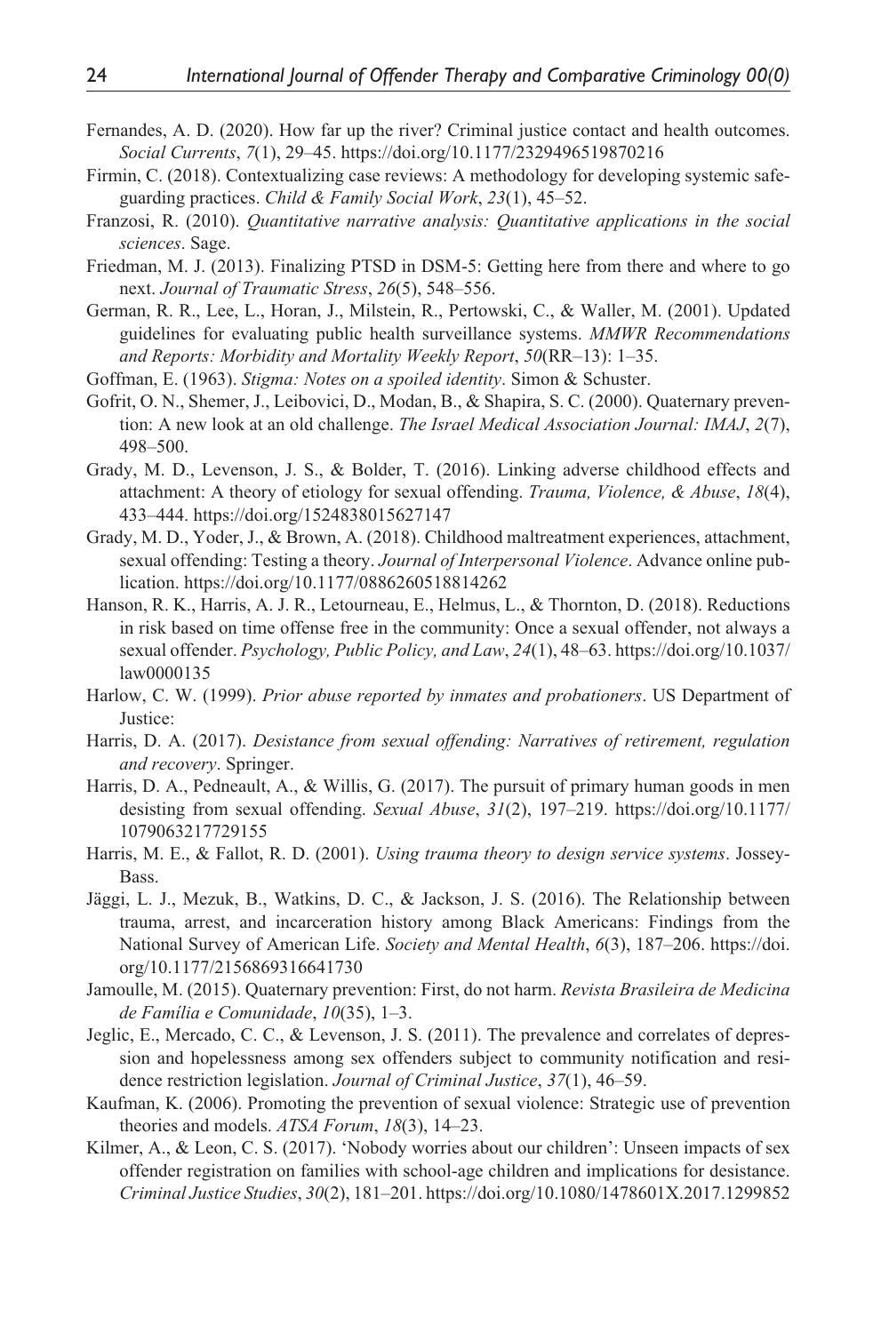Fernandes, A. D. (2020). How far up the river? Criminal justice contact and health outcomes. *Social Currents*, *7*(1), 29–45. https://doi.org/10.1177/2329496519870216

Firmin, C. (2018). Contextualizing case reviews: A methodology for developing systemic safeguarding practices. *Child & Family Social Work*, *23*(1), 45–52.

Franzosi, R. (2010). *Quantitative narrative analysis: Quantitative applications in the social sciences*. Sage.

Friedman, M. J. (2013). Finalizing PTSD in DSM-5: Getting here from there and where to go next. *Journal of Traumatic Stress*, *26*(5), 548–556.

German, R. R., Lee, L., Horan, J., Milstein, R., Pertowski, C., & Waller, M. (2001). Updated guidelines for evaluating public health surveillance systems. *MMWR Recommendations and Reports: Morbidity and Mortality Weekly Report*, *50*(RR–13): 1–35.

Goffman, E. (1963). *Stigma: Notes on a spoiled identity*. Simon & Schuster.

Gofrit, O. N., Shemer, J., Leibovici, D., Modan, B., & Shapira, S. C. (2000). Quaternary prevention: A new look at an old challenge. *The Israel Medical Association Journal: IMAJ*, *2*(7), 498–500.

Grady, M. D., Levenson, J. S., & Bolder, T. (2016). Linking adverse childhood effects and attachment: A theory of etiology for sexual offending. *Trauma, Violence, & Abuse*, *18*(4), 433–444. https://doi.org/1524838015627147

Grady, M. D., Yoder, J., & Brown, A. (2018). Childhood maltreatment experiences, attachment, sexual offending: Testing a theory. *Journal of Interpersonal Violence*. Advance online publication. https://doi.org/10.1177/0886260518814262

Hanson, R. K., Harris, A. J. R., Letourneau, E., Helmus, L., & Thornton, D. (2018). Reductions in risk based on time offense free in the community: Once a sexual offender, not always a sexual offender. *Psychology, Public Policy, and Law*, *24*(1), 48–63. https://doi.org/10.1037/law0000135

Harlow, C. W. (1999). *Prior abuse reported by inmates and probationers*. US Department of Justice:

Harris, D. A. (2017). *Desistance from sexual offending: Narratives of retirement, regulation and recovery*. Springer.

Harris, D. A., Pedneault, A., & Willis, G. (2017). The pursuit of primary human goods in men desisting from sexual offending. *Sexual Abuse*, *31*(2), 197–219. https://doi.org/10.1177/1079063217729155

Harris, M. E., & Fallot, R. D. (2001). *Using trauma theory to design service systems*. Jossey-Bass.

Jäggi, L. J., Mezuk, B., Watkins, D. C., & Jackson, J. S. (2016). The Relationship between trauma, arrest, and incarceration history among Black Americans: Findings from the National Survey of American Life. *Society and Mental Health*, *6*(3), 187–206. https://doi.org/10.1177/2156869316641730

Jamoulle, M. (2015). Quaternary prevention: First, do not harm. *Revista Brasileira de Medicina de Família e Comunidade*, *10*(35), 1–3.

Jeglic, E., Mercado, C. C., & Levenson, J. S. (2011). The prevalence and correlates of depression and hopelessness among sex offenders subject to community notification and residence restriction legislation. *Journal of Criminal Justice*, *37*(1), 46–59.

Kaufman, K. (2006). Promoting the prevention of sexual violence: Strategic use of prevention theories and models. *ATSA Forum*, *18*(3), 14–23.

Kilmer, A., & Leon, C. S. (2017). 'Nobody worries about our children': Unseen impacts of sex offender registration on families with school-age children and implications for desistance. *Criminal Justice Studies*, *30*(2), 181–201. https://doi.org/10.1080/1478601X.2017.1299852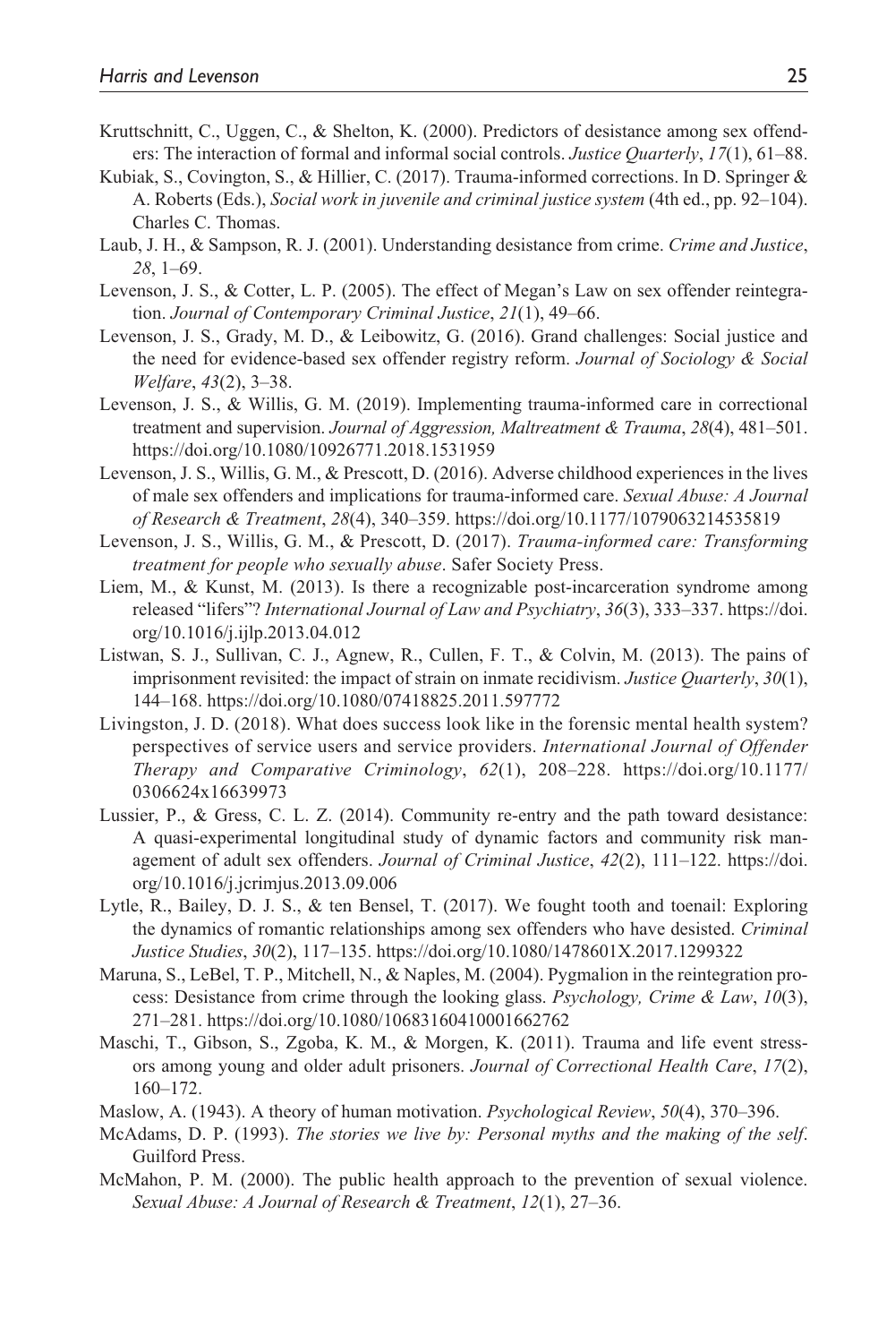Kruttschnitt, C., Uggen, C., & Shelton, K. (2000). Predictors of desistance among sex offenders: The interaction of formal and informal social controls. *Justice Quarterly*, *17*(1), 61–88.

Kubiak, S., Covington, S., & Hillier, C. (2017). Trauma-informed corrections. In D. Springer & A. Roberts (Eds.), *Social work in juvenile and criminal justice system* (4th ed., pp. 92–104). Charles C. Thomas.

Laub, J. H., & Sampson, R. J. (2001). Understanding desistance from crime. *Crime and Justice*, *28*, 1–69.

Levenson, J. S., & Cotter, L. P. (2005). The effect of Megan's Law on sex offender reintegration. *Journal of Contemporary Criminal Justice*, *21*(1), 49–66.

Levenson, J. S., Grady, M. D., & Leibowitz, G. (2016). Grand challenges: Social justice and the need for evidence-based sex offender registry reform. *Journal of Sociology & Social Welfare*, *43*(2), 3–38.

Levenson, J. S., & Willis, G. M. (2019). Implementing trauma-informed care in correctional treatment and supervision. *Journal of Aggression, Maltreatment & Trauma*, *28*(4), 481–501. https://doi.org/10.1080/10926771.2018.1531959

Levenson, J. S., Willis, G. M., & Prescott, D. (2016). Adverse childhood experiences in the lives of male sex offenders and implications for trauma-informed care. *Sexual Abuse: A Journal of Research & Treatment*, *28*(4), 340–359. https://doi.org/10.1177/1079063214535819

Levenson, J. S., Willis, G. M., & Prescott, D. (2017). *Trauma-informed care: Transforming treatment for people who sexually abuse*. Safer Society Press.

Liem, M., & Kunst, M. (2013). Is there a recognizable post-incarceration syndrome among released "lifers"? *International Journal of Law and Psychiatry*, *36*(3), 333–337. https://doi.org/10.1016/j.ijlp.2013.04.012

Listwan, S. J., Sullivan, C. J., Agnew, R., Cullen, F. T., & Colvin, M. (2013). The pains of imprisonment revisited: the impact of strain on inmate recidivism. *Justice Quarterly*, *30*(1), 144–168. https://doi.org/10.1080/07418825.2011.597772

Livingston, J. D. (2018). What does success look like in the forensic mental health system? perspectives of service users and service providers. *International Journal of Offender Therapy and Comparative Criminology*, *62*(1), 208–228. https://doi.org/10.1177/0306624x16639973

Lussier, P., & Gress, C. L. Z. (2014). Community re-entry and the path toward desistance: A quasi-experimental longitudinal study of dynamic factors and community risk management of adult sex offenders. *Journal of Criminal Justice*, *42*(2), 111–122. https://doi.org/10.1016/j.jcrimjus.2013.09.006

Lytle, R., Bailey, D. J. S., & ten Bensel, T. (2017). We fought tooth and toenail: Exploring the dynamics of romantic relationships among sex offenders who have desisted. *Criminal Justice Studies*, *30*(2), 117–135. https://doi.org/10.1080/1478601X.2017.1299322

Maruna, S., LeBel, T. P., Mitchell, N., & Naples, M. (2004). Pygmalion in the reintegration process: Desistance from crime through the looking glass. *Psychology, Crime & Law*, *10*(3), 271–281. https://doi.org/10.1080/10683160410001662762

Maschi, T., Gibson, S., Zgoba, K. M., & Morgen, K. (2011). Trauma and life event stressors among young and older adult prisoners. *Journal of Correctional Health Care*, *17*(2), 160–172.

Maslow, A. (1943). A theory of human motivation. *Psychological Review*, *50*(4), 370–396.

McAdams, D. P. (1993). *The stories we live by: Personal myths and the making of the self*. Guilford Press.

McMahon, P. M. (2000). The public health approach to the prevention of sexual violence. *Sexual Abuse: A Journal of Research & Treatment*, *12*(1), 27–36.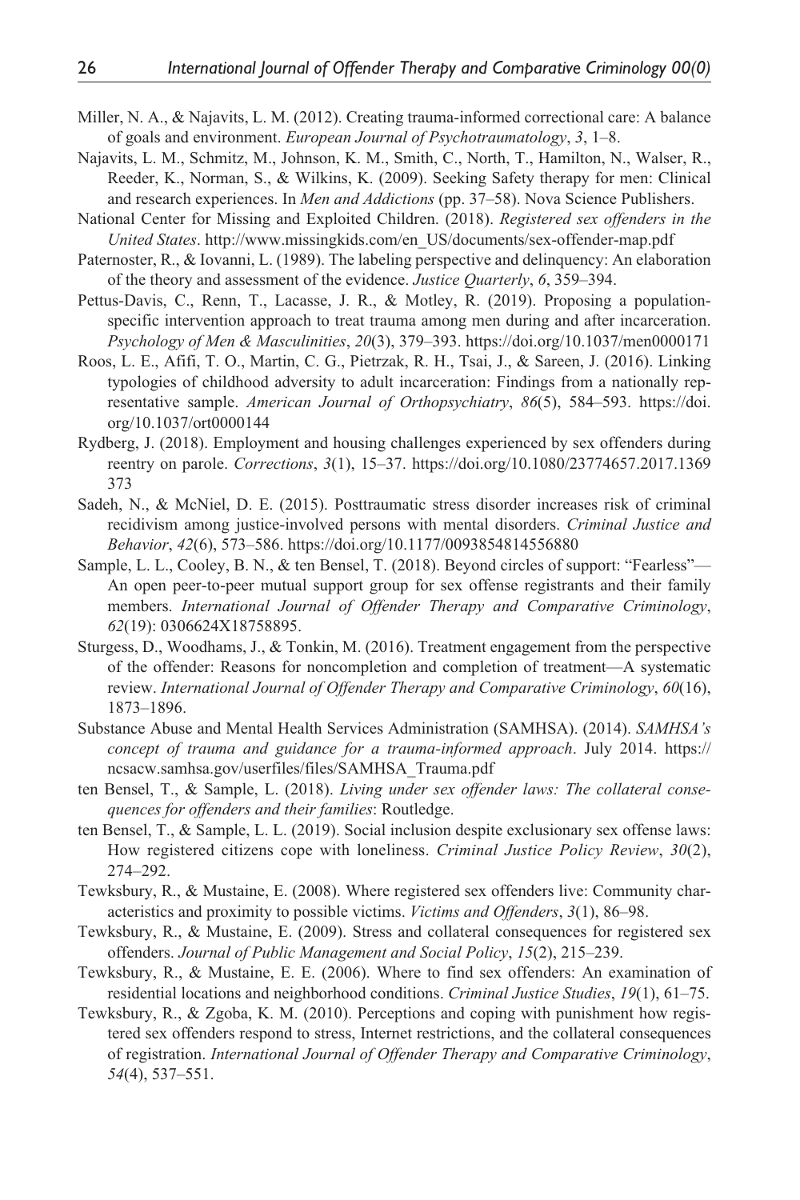Miller, N. A., & Najavits, L. M. (2012). Creating trauma-informed correctional care: A balance of goals and environment. *European Journal of Psychotraumatology*, *3*, 1–8.

Najavits, L. M., Schmitz, M., Johnson, K. M., Smith, C., North, T., Hamilton, N., Walser, R., Reeder, K., Norman, S., & Wilkins, K. (2009). Seeking Safety therapy for men: Clinical and research experiences. In *Men and Addictions* (pp. 37–58). Nova Science Publishers.

National Center for Missing and Exploited Children. (2018). *Registered sex offenders in the United States*. http://www.missingkids.com/en_US/documents/sex-offender-map.pdf

Paternoster, R., & Iovanni, L. (1989). The labeling perspective and delinquency: An elaboration of the theory and assessment of the evidence. *Justice Quarterly*, *6*, 359–394.

Pettus-Davis, C., Renn, T., Lacasse, J. R., & Motley, R. (2019). Proposing a population-specific intervention approach to treat trauma among men during and after incarceration. *Psychology of Men & Masculinities*, *20*(3), 379–393. https://doi.org/10.1037/men0000171

Roos, L. E., Afifi, T. O., Martin, C. G., Pietrzak, R. H., Tsai, J., & Sareen, J. (2016). Linking typologies of childhood adversity to adult incarceration: Findings from a nationally representative sample. *American Journal of Orthopsychiatry*, *86*(5), 584–593. https://doi.org/10.1037/ort0000144

Rydberg, J. (2018). Employment and housing challenges experienced by sex offenders during reentry on parole. *Corrections*, *3*(1), 15–37. https://doi.org/10.1080/23774657.2017.1369373

Sadeh, N., & McNiel, D. E. (2015). Posttraumatic stress disorder increases risk of criminal recidivism among justice-involved persons with mental disorders. *Criminal Justice and Behavior*, *42*(6), 573–586. https://doi.org/10.1177/0093854814556880

Sample, L. L., Cooley, B. N., & ten Bensel, T. (2018). Beyond circles of support: "Fearless"—An open peer-to-peer mutual support group for sex offense registrants and their family members. *International Journal of Offender Therapy and Comparative Criminology*, *62*(19): 0306624X18758895.

Sturgess, D., Woodhams, J., & Tonkin, M. (2016). Treatment engagement from the perspective of the offender: Reasons for noncompletion and completion of treatment—A systematic review. *International Journal of Offender Therapy and Comparative Criminology*, *60*(16), 1873–1896.

Substance Abuse and Mental Health Services Administration (SAMHSA). (2014). *SAMHSA's concept of trauma and guidance for a trauma-informed approach*. July 2014. https://ncsacw.samhsa.gov/userfiles/files/SAMHSA_Trauma.pdf

ten Bensel, T., & Sample, L. (2018). *Living under sex offender laws: The collateral consequences for offenders and their families*: Routledge.

ten Bensel, T., & Sample, L. L. (2019). Social inclusion despite exclusionary sex offense laws: How registered citizens cope with loneliness. *Criminal Justice Policy Review*, *30*(2), 274–292.

Tewksbury, R., & Mustaine, E. (2008). Where registered sex offenders live: Community characteristics and proximity to possible victims. *Victims and Offenders*, *3*(1), 86–98.

Tewksbury, R., & Mustaine, E. (2009). Stress and collateral consequences for registered sex offenders. *Journal of Public Management and Social Policy*, *15*(2), 215–239.

Tewksbury, R., & Mustaine, E. E. (2006). Where to find sex offenders: An examination of residential locations and neighborhood conditions. *Criminal Justice Studies*, *19*(1), 61–75.

Tewksbury, R., & Zgoba, K. M. (2010). Perceptions and coping with punishment how registered sex offenders respond to stress, Internet restrictions, and the collateral consequences of registration. *International Journal of Offender Therapy and Comparative Criminology*, *54*(4), 537–551.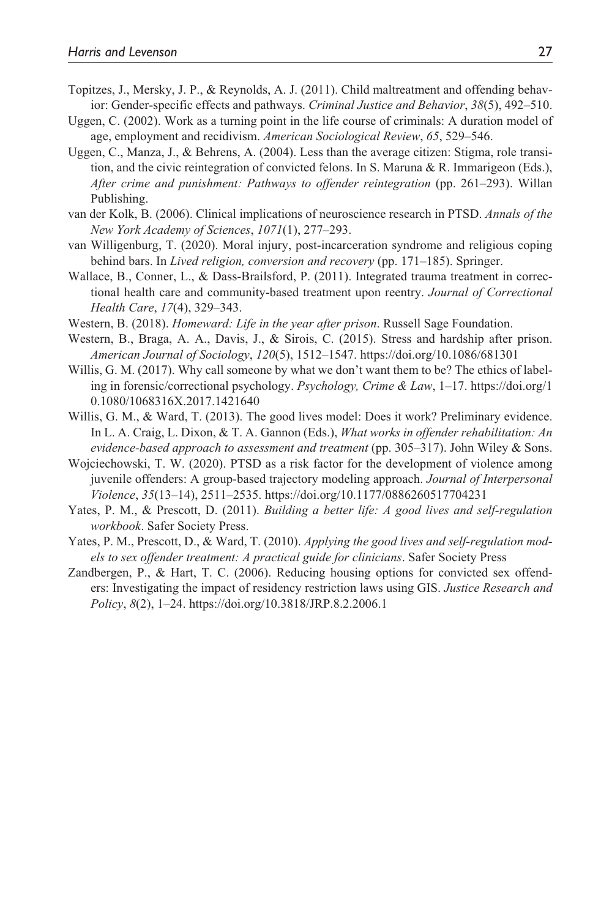Topitzes, J., Mersky, J. P., & Reynolds, A. J. (2011). Child maltreatment and offending behavior: Gender-specific effects and pathways. *Criminal Justice and Behavior*, *38*(5), 492–510.

Uggen, C. (2002). Work as a turning point in the life course of criminals: A duration model of age, employment and recidivism. *American Sociological Review*, *65*, 529–546.

Uggen, C., Manza, J., & Behrens, A. (2004). Less than the average citizen: Stigma, role transition, and the civic reintegration of convicted felons. In S. Maruna & R. Immarigeon (Eds.), *After crime and punishment: Pathways to offender reintegration* (pp. 261–293). Willan Publishing.

van der Kolk, B. (2006). Clinical implications of neuroscience research in PTSD. *Annals of the New York Academy of Sciences*, *1071*(1), 277–293.

van Willigenburg, T. (2020). Moral injury, post-incarceration syndrome and religious coping behind bars. In *Lived religion, conversion and recovery* (pp. 171–185). Springer.

Wallace, B., Conner, L., & Dass-Brailsford, P. (2011). Integrated trauma treatment in correctional health care and community-based treatment upon reentry. *Journal of Correctional Health Care*, *17*(4), 329–343.

Western, B. (2018). *Homeward: Life in the year after prison*. Russell Sage Foundation.

Western, B., Braga, A. A., Davis, J., & Sirois, C. (2015). Stress and hardship after prison. *American Journal of Sociology*, *120*(5), 1512–1547. https://doi.org/10.1086/681301

Willis, G. M. (2017). Why call someone by what we don't want them to be? The ethics of labeling in forensic/correctional psychology. *Psychology, Crime & Law*, 1–17. https://doi.org/10.1080/1068316X.2017.1421640

Willis, G. M., & Ward, T. (2013). The good lives model: Does it work? Preliminary evidence. In L. A. Craig, L. Dixon, & T. A. Gannon (Eds.), *What works in offender rehabilitation: An evidence-based approach to assessment and treatment* (pp. 305–317). John Wiley & Sons.

Wojciechowski, T. W. (2020). PTSD as a risk factor for the development of violence among juvenile offenders: A group-based trajectory modeling approach. *Journal of Interpersonal Violence*, *35*(13–14), 2511–2535. https://doi.org/10.1177/0886260517704231

Yates, P. M., & Prescott, D. (2011). *Building a better life: A good lives and self-regulation workbook*. Safer Society Press.

Yates, P. M., Prescott, D., & Ward, T. (2010). *Applying the good lives and self-regulation models to sex offender treatment: A practical guide for clinicians*. Safer Society Press

Zandbergen, P., & Hart, T. C. (2006). Reducing housing options for convicted sex offenders: Investigating the impact of residency restriction laws using GIS. *Justice Research and Policy*, *8*(2), 1–24. https://doi.org/10.3818/JRP.8.2.2006.1